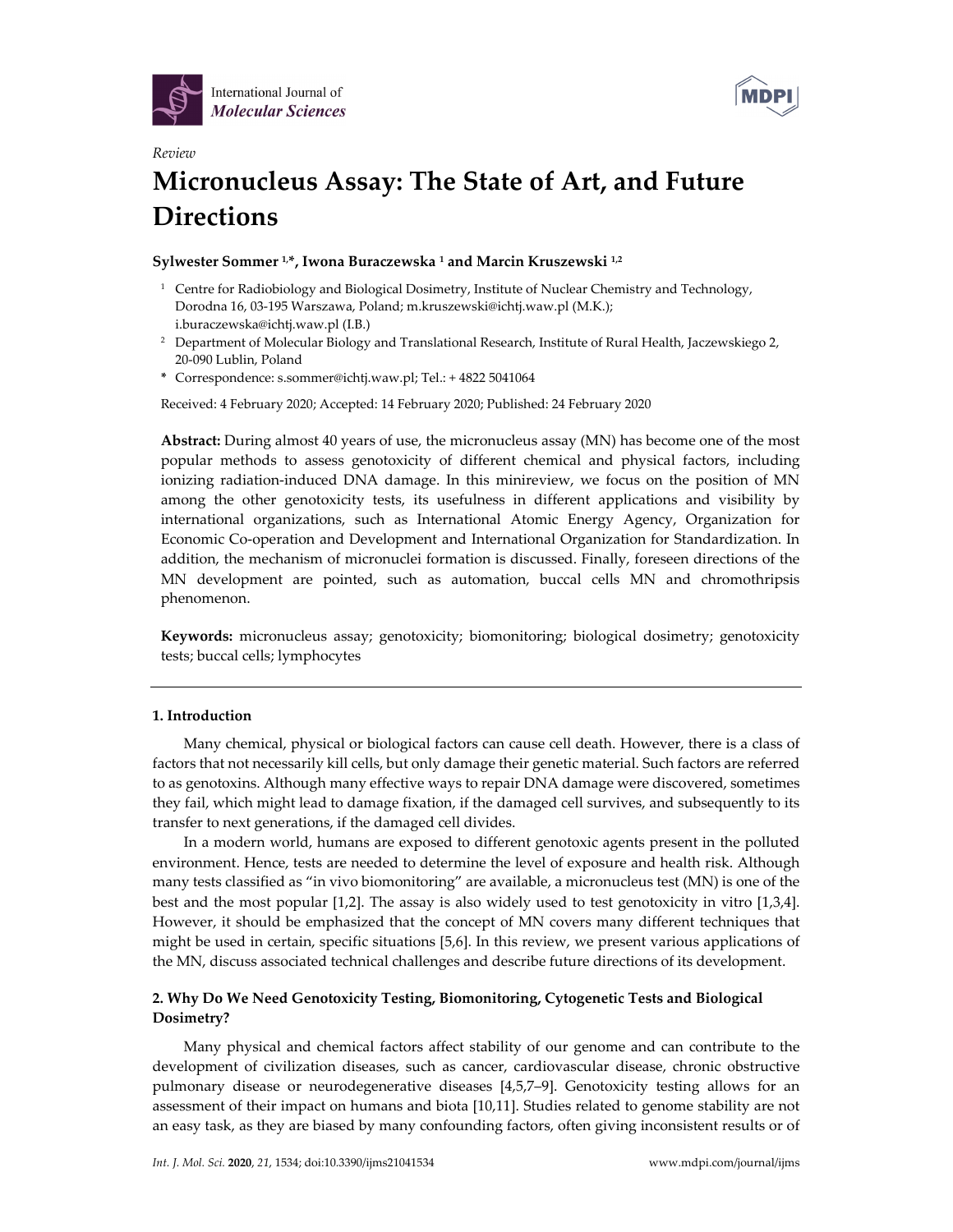*Review*

# Micronucleus Assay: The State of Art, and Future Directions

**Sylwester Sommer [1,*], Iwona Buraczewska [1] and Marcin Kruszewski [1,2]**

[1] Centre for Radiobiology and Biological Dosimetry, Institute of Nuclear Chemistry and Technology, Dorodna 16, 03-195 Warszawa, Poland; m.kruszewski@ichtj.waw.pl (M.K.); i.buraczewska@ichtj.waw.pl (I.B.)

[2] Department of Molecular Biology and Translational Research, Institute of Rural Health, Jaczewskiego 2, 20-090 Lublin, Poland

* Correspondence: s.sommer@ichtj.waw.pl; Tel.: + 4822 5041064

Received: 4 February 2020; Accepted: 14 February 2020; Published: 24 February 2020

**Abstract:** During almost 40 years of use, the micronucleus assay (MN) has become one of the most popular methods to assess genotoxicity of different chemical and physical factors, including ionizing radiation-induced DNA damage. In this minireview, we focus on the position of MN among the other genotoxicity tests, its usefulness in different applications and visibility by international organizations, such as International Atomic Energy Agency, Organization for Economic Co-operation and Development and International Organization for Standardization. In addition, the mechanism of micronuclei formation is discussed. Finally, foreseen directions of the MN development are pointed, such as automation, buccal cells MN and chromothripsis phenomenon.

**Keywords:** micronucleus assay; genotoxicity; biomonitoring; biological dosimetry; genotoxicity tests; buccal cells; lymphocytes

## 1. Introduction

Many chemical, physical or biological factors can cause cell death. However, there is a class of factors that not necessarily kill cells, but only damage their genetic material. Such factors are referred to as genotoxins. Although many effective ways to repair DNA damage were discovered, sometimes they fail, which might lead to damage fixation, if the damaged cell survives, and subsequently to its transfer to next generations, if the damaged cell divides.

In a modern world, humans are exposed to different genotoxic agents present in the polluted environment. Hence, tests are needed to determine the level of exposure and health risk. Although many tests classified as "in vivo biomonitoring" are available, a micronucleus test (MN) is one of the best and the most popular [1,2]. The assay is also widely used to test genotoxicity in vitro [1,3,4]. However, it should be emphasized that the concept of MN covers many different techniques that might be used in certain, specific situations [5,6]. In this review, we present various applications of the MN, discuss associated technical challenges and describe future directions of its development.

## 2. Why Do We Need Genotoxicity Testing, Biomonitoring, Cytogenetic Tests and Biological Dosimetry?

Many physical and chemical factors affect stability of our genome and can contribute to the development of civilization diseases, such as cancer, cardiovascular disease, chronic obstructive pulmonary disease or neurodegenerative diseases [4,5,7–9]. Genotoxicity testing allows for an assessment of their impact on humans and biota [10,11]. Studies related to genome stability are not an easy task, as they are biased by many confounding factors, often giving inconsistent results or of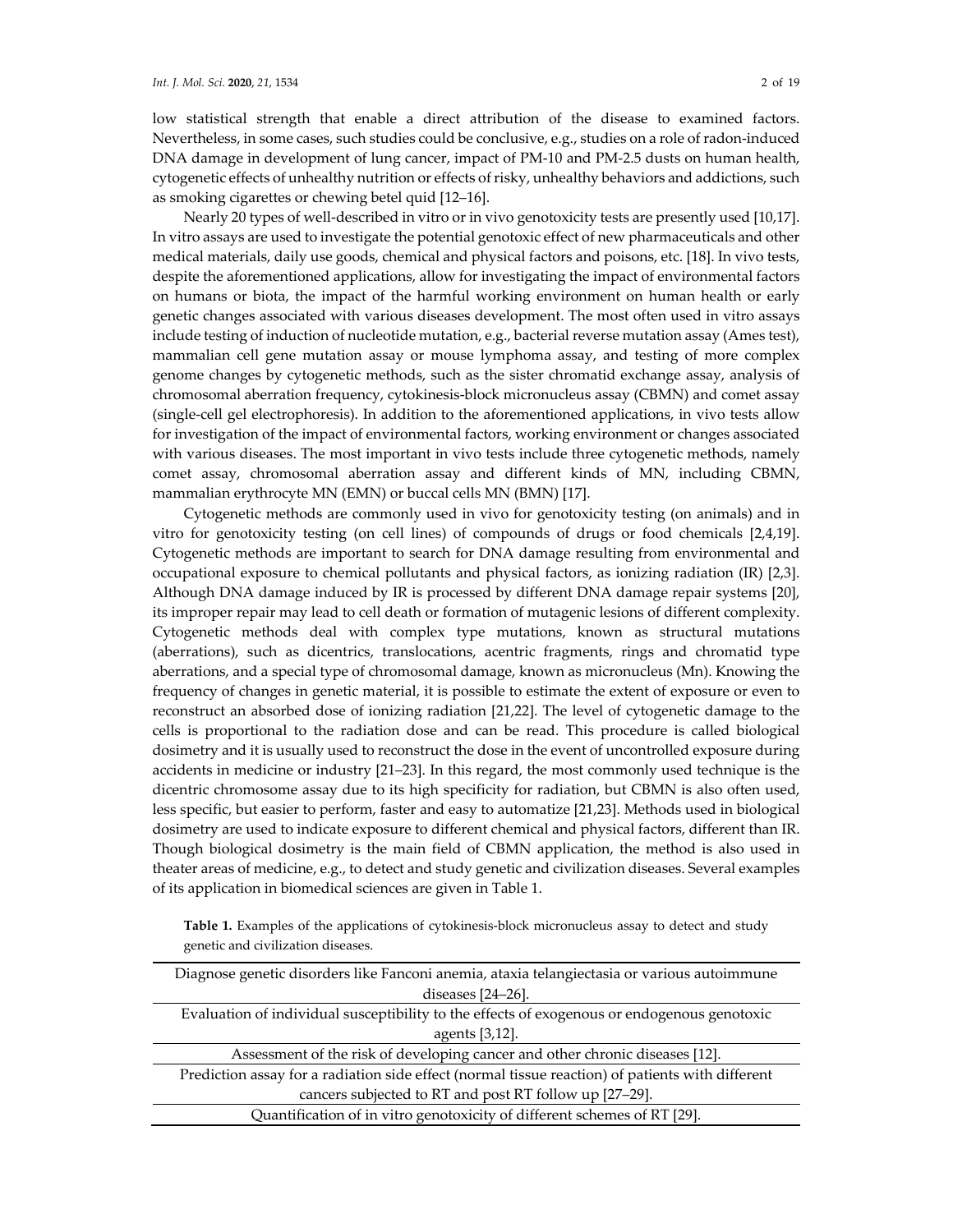low statistical strength that enable a direct attribution of the disease to examined factors. Nevertheless, in some cases, such studies could be conclusive, e.g., studies on a role of radon-induced DNA damage in development of lung cancer, impact of PM-10 and PM-2.5 dusts on human health, cytogenetic effects of unhealthy nutrition or effects of risky, unhealthy behaviors and addictions, such as smoking cigarettes or chewing betel quid [12–16].

Nearly 20 types of well-described in vitro or in vivo genotoxicity tests are presently used [10,17]. In vitro assays are used to investigate the potential genotoxic effect of new pharmaceuticals and other medical materials, daily use goods, chemical and physical factors and poisons, etc. [18]. In vivo tests, despite the aforementioned applications, allow for investigating the impact of environmental factors on humans or biota, the impact of the harmful working environment on human health or early genetic changes associated with various diseases development. The most often used in vitro assays include testing of induction of nucleotide mutation, e.g., bacterial reverse mutation assay (Ames test), mammalian cell gene mutation assay or mouse lymphoma assay, and testing of more complex genome changes by cytogenetic methods, such as the sister chromatid exchange assay, analysis of chromosomal aberration frequency, cytokinesis-block micronucleus assay (CBMN) and comet assay (single-cell gel electrophoresis). In addition to the aforementioned applications, in vivo tests allow for investigation of the impact of environmental factors, working environment or changes associated with various diseases. The most important in vivo tests include three cytogenetic methods, namely comet assay, chromosomal aberration assay and different kinds of MN, including CBMN, mammalian erythrocyte MN (EMN) or buccal cells MN (BMN) [17].

Cytogenetic methods are commonly used in vivo for genotoxicity testing (on animals) and in vitro for genotoxicity testing (on cell lines) of compounds of drugs or food chemicals [2,4,19]. Cytogenetic methods are important to search for DNA damage resulting from environmental and occupational exposure to chemical pollutants and physical factors, as ionizing radiation (IR) [2,3]. Although DNA damage induced by IR is processed by different DNA damage repair systems [20], its improper repair may lead to cell death or formation of mutagenic lesions of different complexity. Cytogenetic methods deal with complex type mutations, known as structural mutations (aberrations), such as dicentrics, translocations, acentric fragments, rings and chromatid type aberrations, and a special type of chromosomal damage, known as micronucleus (Mn). Knowing the frequency of changes in genetic material, it is possible to estimate the extent of exposure or even to reconstruct an absorbed dose of ionizing radiation [21,22]. The level of cytogenetic damage to the cells is proportional to the radiation dose and can be read. This procedure is called biological dosimetry and it is usually used to reconstruct the dose in the event of uncontrolled exposure during accidents in medicine or industry [21–23]. In this regard, the most commonly used technique is the dicentric chromosome assay due to its high specificity for radiation, but CBMN is also often used, less specific, but easier to perform, faster and easy to automatize [21,23]. Methods used in biological dosimetry are used to indicate exposure to different chemical and physical factors, different than IR. Though biological dosimetry is the main field of CBMN application, the method is also used in theater areas of medicine, e.g., to detect and study genetic and civilization diseases. Several examples of its application in biomedical sciences are given in Table 1.

**Table 1.** Examples of the applications of cytokinesis-block micronucleus assay to detect and study genetic and civilization diseases.

| |
|---|
| Diagnose genetic disorders like Fanconi anemia, ataxia telangiectasia or various autoimmune diseases [24–26]. |
| Evaluation of individual susceptibility to the effects of exogenous or endogenous genotoxic agents [3,12]. |
| Assessment of the risk of developing cancer and other chronic diseases [12]. |
| Prediction assay for a radiation side effect (normal tissue reaction) of patients with different cancers subjected to RT and post RT follow up [27–29]. |
| Quantification of in vitro genotoxicity of different schemes of RT [29]. |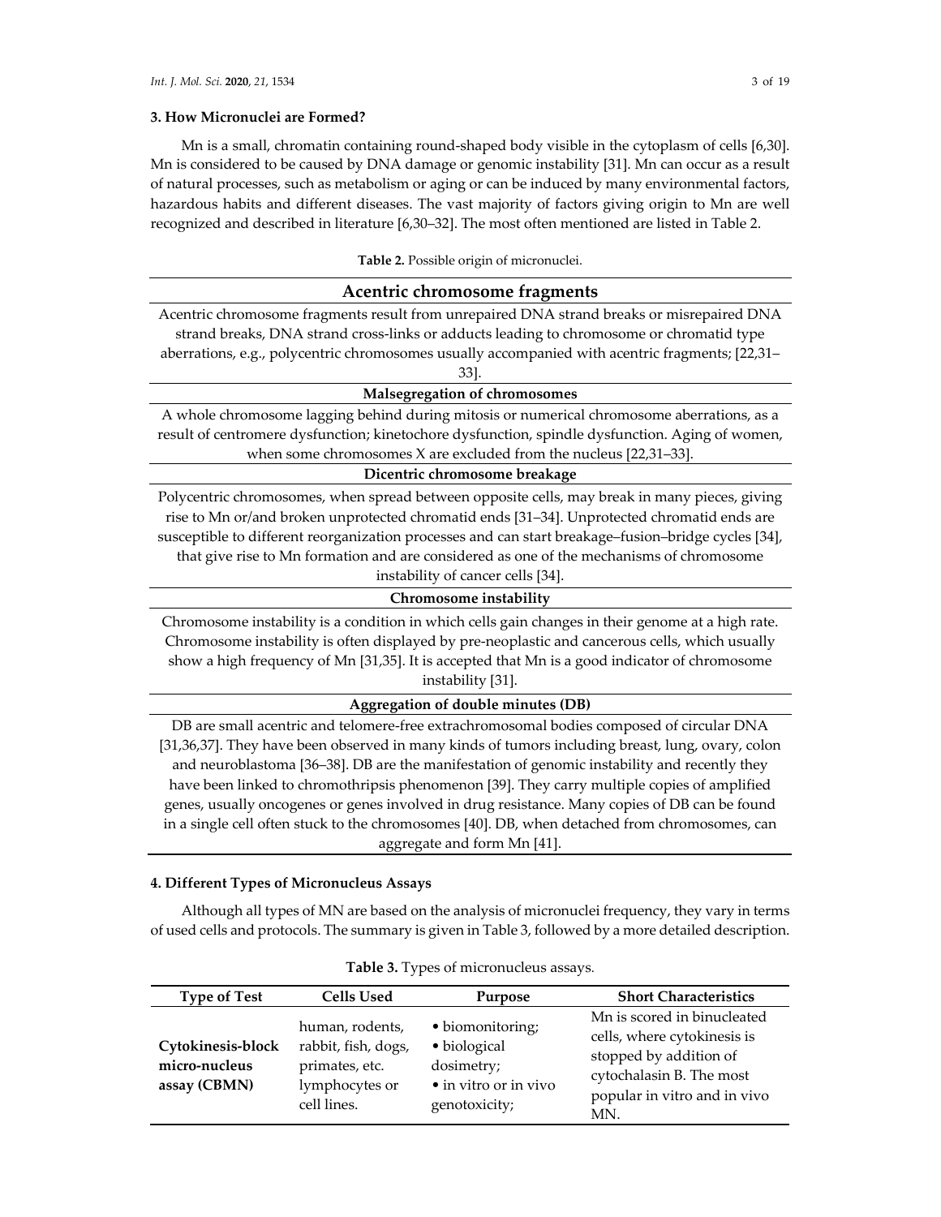## 3. How Micronuclei are Formed?

Mn is a small, chromatin containing round-shaped body visible in the cytoplasm of cells [6,30]. Mn is considered to be caused by DNA damage or genomic instability [31]. Mn can occur as a result of natural processes, such as metabolism or aging or can be induced by many environmental factors, hazardous habits and different diseases. The vast majority of factors giving origin to Mn are well recognized and described in literature [6,30–32]. The most often mentioned are listed in Table 2.

**Table 2.** Possible origin of micronuclei.

| **Acentric chromosome fragments** |
|---|
| Acentric chromosome fragments result from unrepaired DNA strand breaks or misrepaired DNA strand breaks, DNA strand cross-links or adducts leading to chromosome or chromatid type aberrations, e.g., polycentric chromosomes usually accompanied with acentric fragments; [22,31–33]. |
| **Malsegregation of chromosomes** |
| A whole chromosome lagging behind during mitosis or numerical chromosome aberrations, as a result of centromere dysfunction; kinetochore dysfunction, spindle dysfunction. Aging of women, when some chromosomes X are excluded from the nucleus [22,31–33]. |
| **Dicentric chromosome breakage** |
| Polycentric chromosomes, when spread between opposite cells, may break in many pieces, giving rise to Mn or/and broken unprotected chromatid ends [31–34]. Unprotected chromatid ends are susceptible to different reorganization processes and can start breakage–fusion–bridge cycles [34], that give rise to Mn formation and are considered as one of the mechanisms of chromosome instability of cancer cells [34]. |
| **Chromosome instability** |
| Chromosome instability is a condition in which cells gain changes in their genome at a high rate. Chromosome instability is often displayed by pre-neoplastic and cancerous cells, which usually show a high frequency of Mn [31,35]. It is accepted that Mn is a good indicator of chromosome instability [31]. |
| **Aggregation of double minutes (DB)** |
| DB are small acentric and telomere-free extrachromosomal bodies composed of circular DNA [31,36,37]. They have been observed in many kinds of tumors including breast, lung, ovary, colon and neuroblastoma [36–38]. DB are the manifestation of genomic instability and recently they have been linked to chromothripsis phenomenon [39]. They carry multiple copies of amplified genes, usually oncogenes or genes involved in drug resistance. Many copies of DB can be found in a single cell often stuck to the chromosomes [40]. DB, when detached from chromosomes, can aggregate and form Mn [41]. |

## 4. Different Types of Micronucleus Assays

Although all types of MN are based on the analysis of micronuclei frequency, they vary in terms of used cells and protocols. The summary is given in Table 3, followed by a more detailed description.

**Table 3.** Types of micronucleus assays.

| Type of Test | Cells Used | Purpose | Short Characteristics |
|---|---|---|---|
| **Cytokinesis-block micro-nucleus assay (CBMN)** | human, rodents, rabbit, fish, dogs, primates, etc. lymphocytes or cell lines. | • biomonitoring;<br>• biological dosimetry;<br>• in vitro or in vivo genotoxicity; | Mn is scored in binucleated cells, where cytokinesis is stopped by addition of cytochalasin B. The most popular in vitro and in vivo MN. |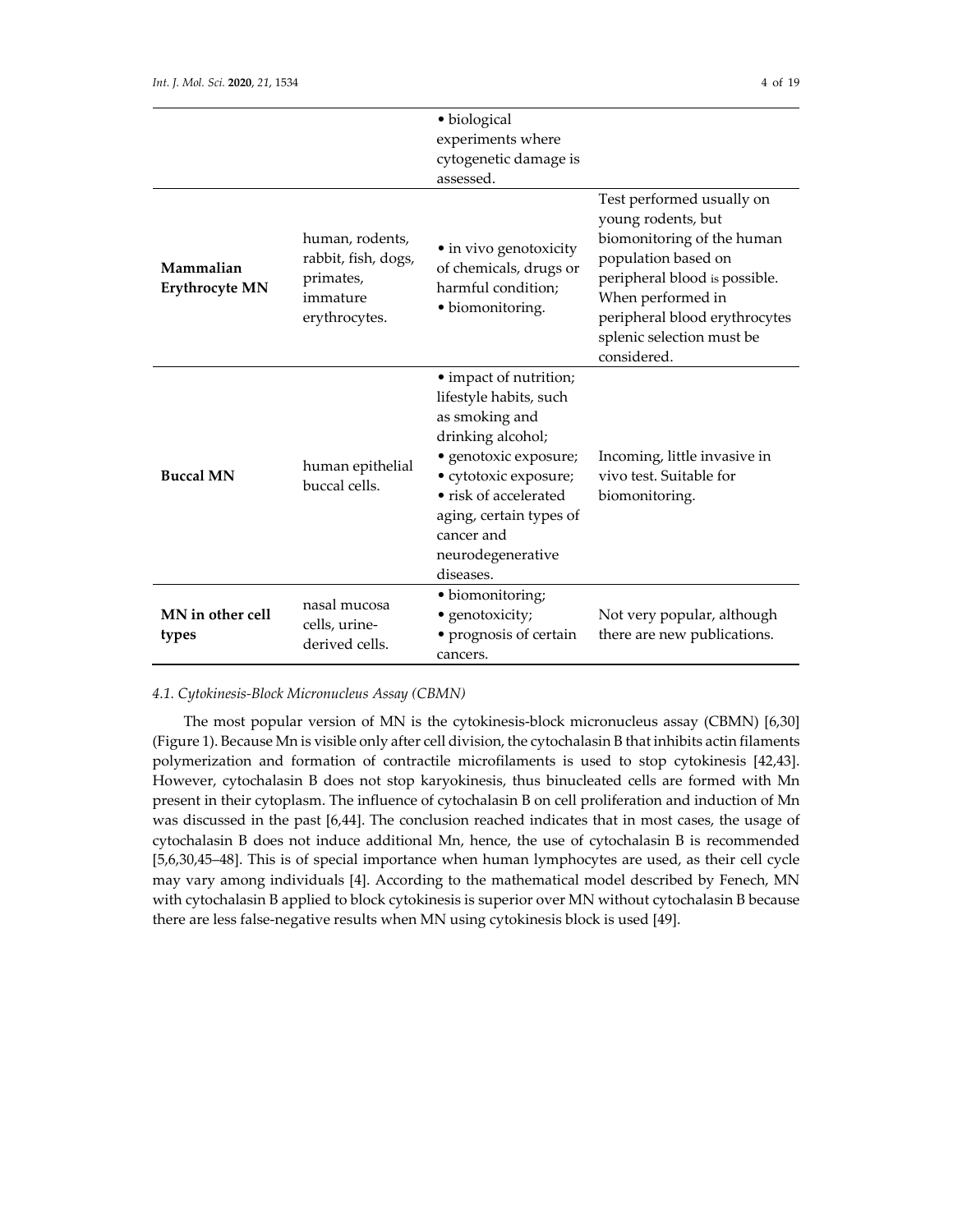|  |  |  |  |
|---|---|---|---|
|  |  | • biological experiments where cytogenetic damage is assessed. |  |
| **Mammalian Erythrocyte MN** | human, rodents, rabbit, fish, dogs, primates, immature erythrocytes. | • in vivo genotoxicity of chemicals, drugs or harmful condition; • biomonitoring. | Test performed usually on young rodents, but biomonitoring of the human population based on peripheral blood is possible. When performed in peripheral blood erythrocytes splenic selection must be considered. |
| **Buccal MN** | human epithelial buccal cells. | • impact of nutrition; lifestyle habits, such as smoking and drinking alcohol; • genotoxic exposure; • cytotoxic exposure; • risk of accelerated aging, certain types of cancer and neurodegenerative diseases. | Incoming, little invasive in vivo test. Suitable for biomonitoring. |
| **MN in other cell types** | nasal mucosa cells, urine-derived cells. | • biomonitoring; • genotoxicity; • prognosis of certain cancers. | Not very popular, although there are new publications. |

### *4.1. Cytokinesis-Block Micronucleus Assay (CBMN)*

The most popular version of MN is the cytokinesis-block micronucleus assay (CBMN) [6,30] (Figure 1). Because Mn is visible only after cell division, the cytochalasin B that inhibits actin filaments polymerization and formation of contractile microfilaments is used to stop cytokinesis [42,43]. However, cytochalasin B does not stop karyokinesis, thus binucleated cells are formed with Mn present in their cytoplasm. The influence of cytochalasin B on cell proliferation and induction of Mn was discussed in the past [6,44]. The conclusion reached indicates that in most cases, the usage of cytochalasin B does not induce additional Mn, hence, the use of cytochalasin B is recommended [5,6,30,45–48]. This is of special importance when human lymphocytes are used, as their cell cycle may vary among individuals [4]. According to the mathematical model described by Fenech, MN with cytochalasin B applied to block cytokinesis is superior over MN without cytochalasin B because there are less false-negative results when MN using cytokinesis block is used [49].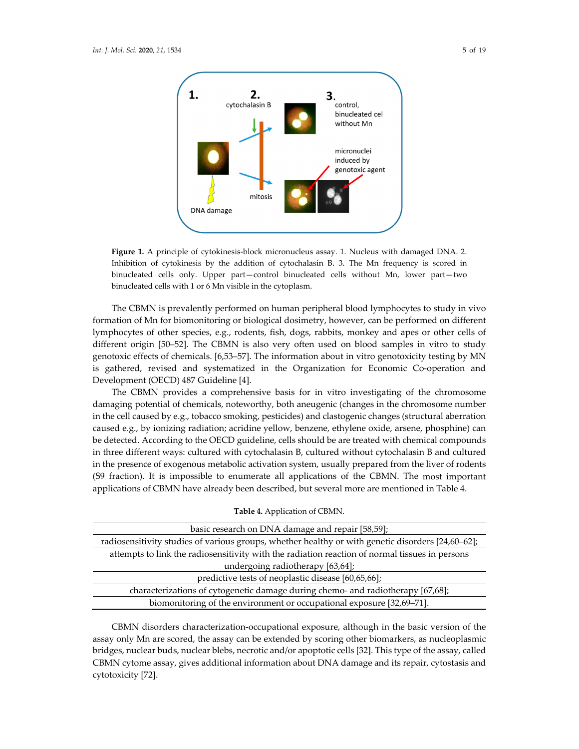**Figure 1.** A principle of cytokinesis-block micronucleus assay. 1. Nucleus with damaged DNA. 2. Inhibition of cytokinesis by the addition of cytochalasin B. 3. The Mn frequency is scored in binucleated cells only. Upper part—control binucleated cells without Mn, lower part—two binucleated cells with 1 or 6 Mn visible in the cytoplasm.

The CBMN is prevalently performed on human peripheral blood lymphocytes to study in vivo formation of Mn for biomonitoring or biological dosimetry, however, can be performed on different lymphocytes of other species, e.g., rodents, fish, dogs, rabbits, monkey and apes or other cells of different origin [50–52]. The CBMN is also very often used on blood samples in vitro to study genotoxic effects of chemicals. [6,53–57]. The information about in vitro genotoxicity testing by MN is gathered, revised and systematized in the Organization for Economic Co-operation and Development (OECD) 487 Guideline [4].

The CBMN provides a comprehensive basis for in vitro investigating of the chromosome damaging potential of chemicals, noteworthy, both aneugenic (changes in the chromosome number in the cell caused by e.g., tobacco smoking, pesticides) and clastogenic changes (structural aberration caused e.g., by ionizing radiation; acridine yellow, benzene, ethylene oxide, arsene, phosphine) can be detected. According to the OECD guideline, cells should be are treated with chemical compounds in three different ways: cultured with cytochalasin B, cultured without cytochalasin B and cultured in the presence of exogenous metabolic activation system, usually prepared from the liver of rodents (S9 fraction). It is impossible to enumerate all applications of the CBMN. The most important applications of CBMN have already been described, but several more are mentioned in Table 4.

**Table 4.** Application of CBMN.

| |
|---|
| basic research on DNA damage and repair [58,59]; |
| radiosensitivity studies of various groups, whether healthy or with genetic disorders [24,60–62]; |
| attempts to link the radiosensitivity with the radiation reaction of normal tissues in persons undergoing radiotherapy [63,64]; |
| predictive tests of neoplastic disease [60,65,66]; |
| characterizations of cytogenetic damage during chemo- and radiotherapy [67,68]; |
| biomonitoring of the environment or occupational exposure [32,69–71]. |

CBMN disorders characterization-occupational exposure, although in the basic version of the assay only Mn are scored, the assay can be extended by scoring other biomarkers, as nucleoplasmic bridges, nuclear buds, nuclear blebs, necrotic and/or apoptotic cells [32]. This type of the assay, called CBMN cytome assay, gives additional information about DNA damage and its repair, cytostasis and cytotoxicity [72].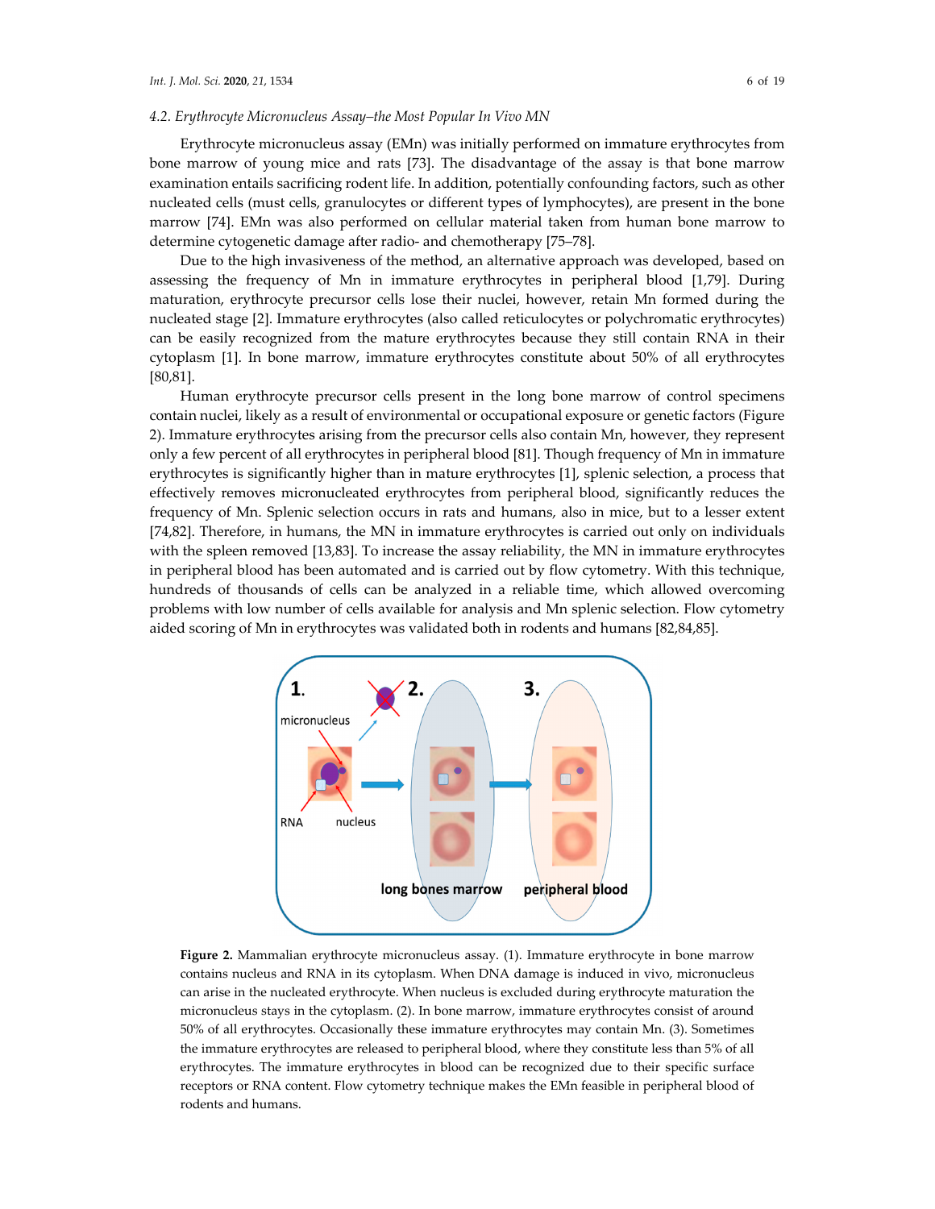### 4.2. Erythrocyte Micronucleus Assay–the Most Popular In Vivo MN

Erythrocyte micronucleus assay (EMn) was initially performed on immature erythrocytes from bone marrow of young mice and rats [73]. The disadvantage of the assay is that bone marrow examination entails sacrificing rodent life. In addition, potentially confounding factors, such as other nucleated cells (must cells, granulocytes or different types of lymphocytes), are present in the bone marrow [74]. EMn was also performed on cellular material taken from human bone marrow to determine cytogenetic damage after radio- and chemotherapy [75–78].

Due to the high invasiveness of the method, an alternative approach was developed, based on assessing the frequency of Mn in immature erythrocytes in peripheral blood [1,79]. During maturation, erythrocyte precursor cells lose their nuclei, however, retain Mn formed during the nucleated stage [2]. Immature erythrocytes (also called reticulocytes or polychromatic erythrocytes) can be easily recognized from the mature erythrocytes because they still contain RNA in their cytoplasm [1]. In bone marrow, immature erythrocytes constitute about 50% of all erythrocytes [80,81].

Human erythrocyte precursor cells present in the long bone marrow of control specimens contain nuclei, likely as a result of environmental or occupational exposure or genetic factors (Figure 2). Immature erythrocytes arising from the precursor cells also contain Mn, however, they represent only a few percent of all erythrocytes in peripheral blood [81]. Though frequency of Mn in immature erythrocytes is significantly higher than in mature erythrocytes [1], splenic selection, a process that effectively removes micronucleated erythrocytes from peripheral blood, significantly reduces the frequency of Mn. Splenic selection occurs in rats and humans, also in mice, but to a lesser extent [74,82]. Therefore, in humans, the MN in immature erythrocytes is carried out only on individuals with the spleen removed [13,83]. To increase the assay reliability, the MN in immature erythrocytes in peripheral blood has been automated and is carried out by flow cytometry. With this technique, hundreds of thousands of cells can be analyzed in a reliable time, which allowed overcoming problems with low number of cells available for analysis and Mn splenic selection. Flow cytometry aided scoring of Mn in erythrocytes was validated both in rodents and humans [82,84,85].

**Figure 2.** Mammalian erythrocyte micronucleus assay. (1). Immature erythrocyte in bone marrow contains nucleus and RNA in its cytoplasm. When DNA damage is induced in vivo, micronucleus can arise in the nucleated erythrocyte. When nucleus is excluded during erythrocyte maturation the micronucleus stays in the cytoplasm. (2). In bone marrow, immature erythrocytes consist of around 50% of all erythrocytes. Occasionally these immature erythrocytes may contain Mn. (3). Sometimes the immature erythrocytes are released to peripheral blood, where they constitute less than 5% of all erythrocytes. The immature erythrocytes in blood can be recognized due to their specific surface receptors or RNA content. Flow cytometry technique makes the EMn feasible in peripheral blood of rodents and humans.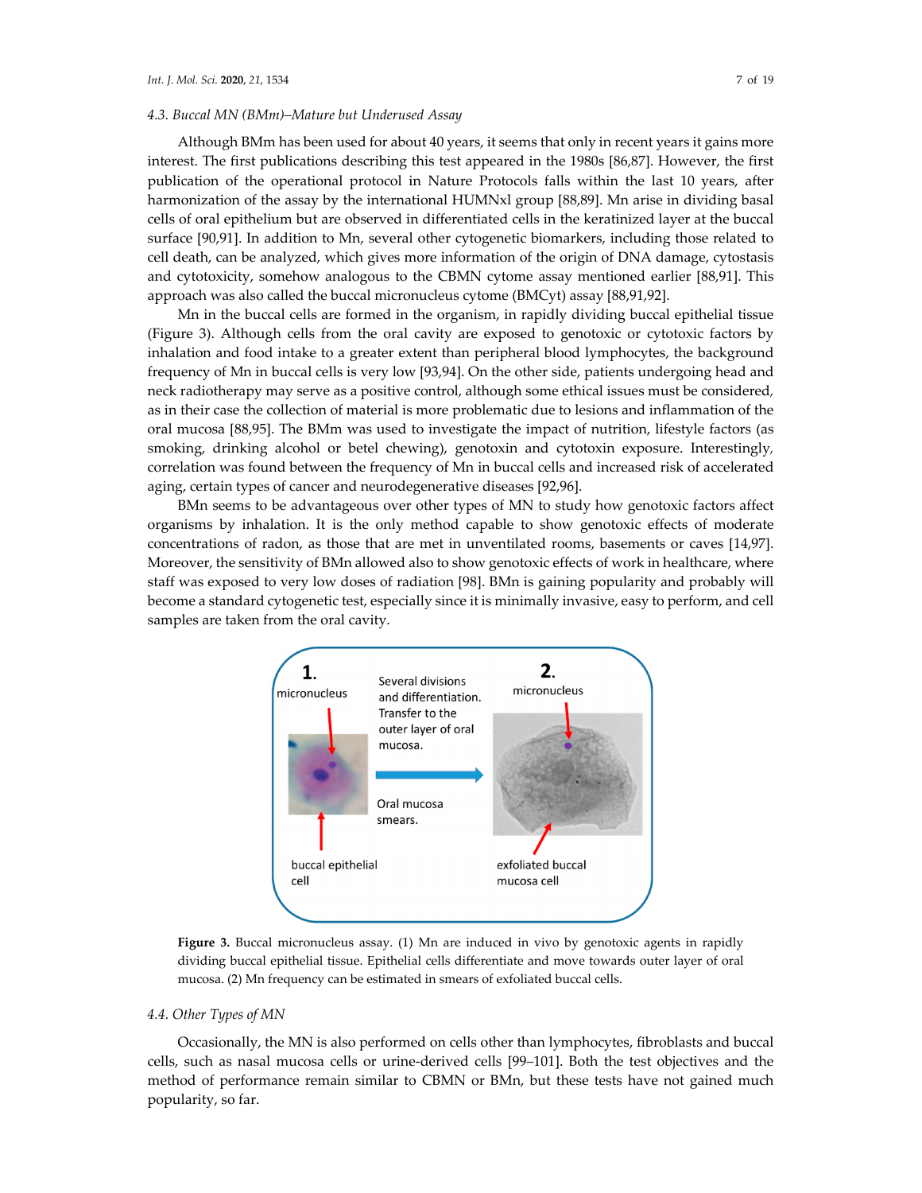### 4.3. Buccal MN (BMm)–Mature but Underused Assay

Although BMm has been used for about 40 years, it seems that only in recent years it gains more interest. The first publications describing this test appeared in the 1980s [86,87]. However, the first publication of the operational protocol in Nature Protocols falls within the last 10 years, after harmonization of the assay by the international HUMNxl group [88,89]. Mn arise in dividing basal cells of oral epithelium but are observed in differentiated cells in the keratinized layer at the buccal surface [90,91]. In addition to Mn, several other cytogenetic biomarkers, including those related to cell death, can be analyzed, which gives more information of the origin of DNA damage, cytostasis and cytotoxicity, somehow analogous to the CBMN cytome assay mentioned earlier [88,91]. This approach was also called the buccal micronucleus cytome (BMCyt) assay [88,91,92].

Mn in the buccal cells are formed in the organism, in rapidly dividing buccal epithelial tissue (Figure 3). Although cells from the oral cavity are exposed to genotoxic or cytotoxic factors by inhalation and food intake to a greater extent than peripheral blood lymphocytes, the background frequency of Mn in buccal cells is very low [93,94]. On the other side, patients undergoing head and neck radiotherapy may serve as a positive control, although some ethical issues must be considered, as in their case the collection of material is more problematic due to lesions and inflammation of the oral mucosa [88,95]. The BMm was used to investigate the impact of nutrition, lifestyle factors (as smoking, drinking alcohol or betel chewing), genotoxin and cytotoxin exposure. Interestingly, correlation was found between the frequency of Mn in buccal cells and increased risk of accelerated aging, certain types of cancer and neurodegenerative diseases [92,96].

BMn seems to be advantageous over other types of MN to study how genotoxic factors affect organisms by inhalation. It is the only method capable to show genotoxic effects of moderate concentrations of radon, as those that are met in unventilated rooms, basements or caves [14,97]. Moreover, the sensitivity of BMn allowed also to show genotoxic effects of work in healthcare, where staff was exposed to very low doses of radiation [98]. BMn is gaining popularity and probably will become a standard cytogenetic test, especially since it is minimally invasive, easy to perform, and cell samples are taken from the oral cavity.

**Figure 3.** Buccal micronucleus assay. (1) Mn are induced in vivo by genotoxic agents in rapidly dividing buccal epithelial tissue. Epithelial cells differentiate and move towards outer layer of oral mucosa. (2) Mn frequency can be estimated in smears of exfoliated buccal cells.

### 4.4. Other Types of MN

Occasionally, the MN is also performed on cells other than lymphocytes, fibroblasts and buccal cells, such as nasal mucosa cells or urine-derived cells [99–101]. Both the test objectives and the method of performance remain similar to CBMN or BMn, but these tests have not gained much popularity, so far.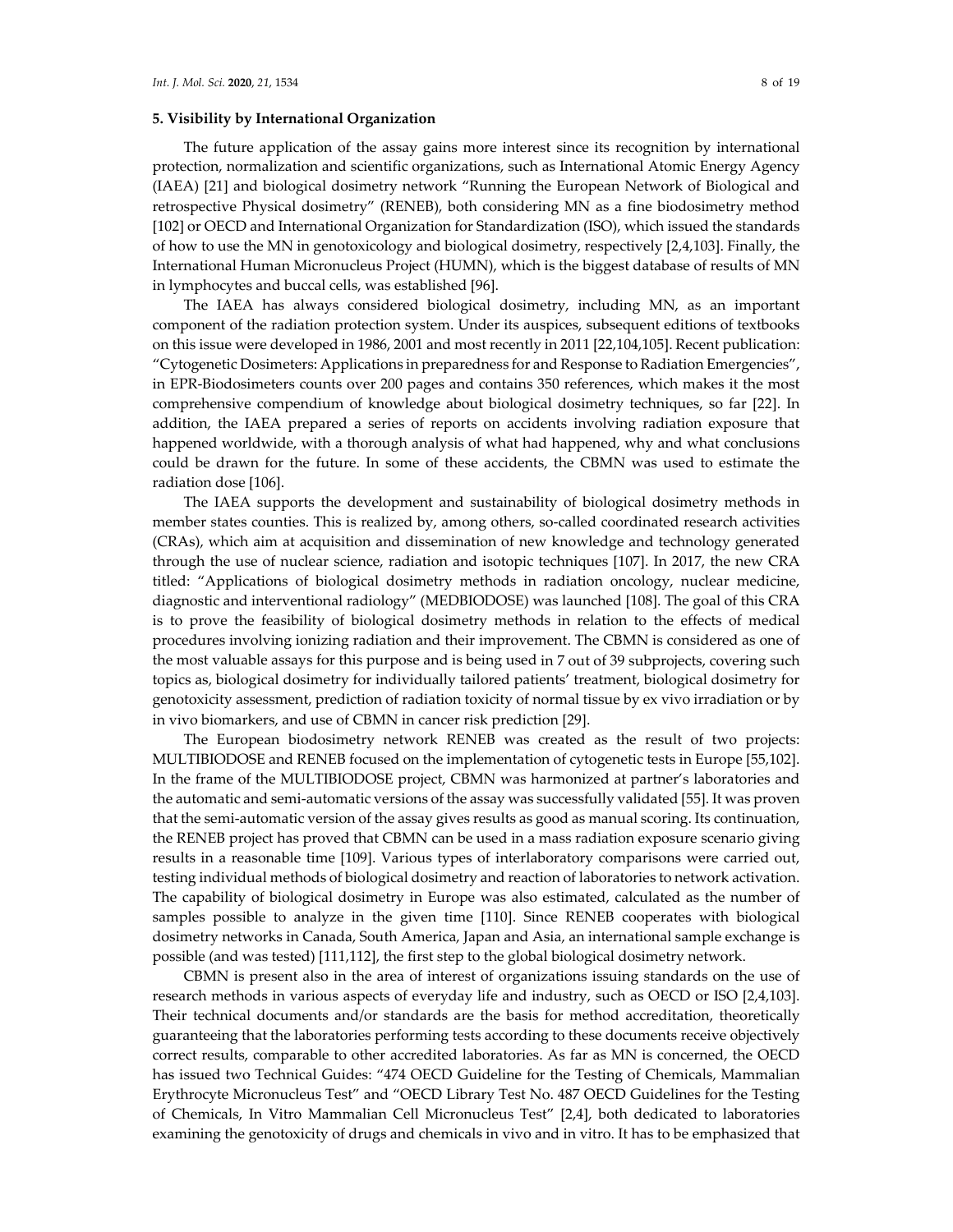## 5. Visibility by International Organization

The future application of the assay gains more interest since its recognition by international protection, normalization and scientific organizations, such as International Atomic Energy Agency (IAEA) [21] and biological dosimetry network "Running the European Network of Biological and retrospective Physical dosimetry" (RENEB), both considering MN as a fine biodosimetry method [102] or OECD and International Organization for Standardization (ISO), which issued the standards of how to use the MN in genotoxicology and biological dosimetry, respectively [2,4,103]. Finally, the International Human Micronucleus Project (HUMN), which is the biggest database of results of MN in lymphocytes and buccal cells, was established [96].

The IAEA has always considered biological dosimetry, including MN, as an important component of the radiation protection system. Under its auspices, subsequent editions of textbooks on this issue were developed in 1986, 2001 and most recently in 2011 [22,104,105]. Recent publication: "Cytogenetic Dosimeters: Applications in preparedness for and Response to Radiation Emergencies", in EPR-Biodosimeters counts over 200 pages and contains 350 references, which makes it the most comprehensive compendium of knowledge about biological dosimetry techniques, so far [22]. In addition, the IAEA prepared a series of reports on accidents involving radiation exposure that happened worldwide, with a thorough analysis of what had happened, why and what conclusions could be drawn for the future. In some of these accidents, the CBMN was used to estimate the radiation dose [106].

The IAEA supports the development and sustainability of biological dosimetry methods in member states counties. This is realized by, among others, so-called coordinated research activities (CRAs), which aim at acquisition and dissemination of new knowledge and technology generated through the use of nuclear science, radiation and isotopic techniques [107]. In 2017, the new CRA titled: "Applications of biological dosimetry methods in radiation oncology, nuclear medicine, diagnostic and interventional radiology" (MEDBIODOSE) was launched [108]. The goal of this CRA is to prove the feasibility of biological dosimetry methods in relation to the effects of medical procedures involving ionizing radiation and their improvement. The CBMN is considered as one of the most valuable assays for this purpose and is being used in 7 out of 39 subprojects, covering such topics as, biological dosimetry for individually tailored patients' treatment, biological dosimetry for genotoxicity assessment, prediction of radiation toxicity of normal tissue by ex vivo irradiation or by in vivo biomarkers, and use of CBMN in cancer risk prediction [29].

The European biodosimetry network RENEB was created as the result of two projects: MULTIBIODOSE and RENEB focused on the implementation of cytogenetic tests in Europe [55,102]. In the frame of the MULTIBIODOSE project, CBMN was harmonized at partner's laboratories and the automatic and semi-automatic versions of the assay was successfully validated [55]. It was proven that the semi-automatic version of the assay gives results as good as manual scoring. Its continuation, the RENEB project has proved that CBMN can be used in a mass radiation exposure scenario giving results in a reasonable time [109]. Various types of interlaboratory comparisons were carried out, testing individual methods of biological dosimetry and reaction of laboratories to network activation. The capability of biological dosimetry in Europe was also estimated, calculated as the number of samples possible to analyze in the given time [110]. Since RENEB cooperates with biological dosimetry networks in Canada, South America, Japan and Asia, an international sample exchange is possible (and was tested) [111,112], the first step to the global biological dosimetry network.

CBMN is present also in the area of interest of organizations issuing standards on the use of research methods in various aspects of everyday life and industry, such as OECD or ISO [2,4,103]. Their technical documents and/or standards are the basis for method accreditation, theoretically guaranteeing that the laboratories performing tests according to these documents receive objectively correct results, comparable to other accredited laboratories. As far as MN is concerned, the OECD has issued two Technical Guides: "474 OECD Guideline for the Testing of Chemicals, Mammalian Erythrocyte Micronucleus Test" and "OECD Library Test No. 487 OECD Guidelines for the Testing of Chemicals, In Vitro Mammalian Cell Micronucleus Test" [2,4], both dedicated to laboratories examining the genotoxicity of drugs and chemicals in vivo and in vitro. It has to be emphasized that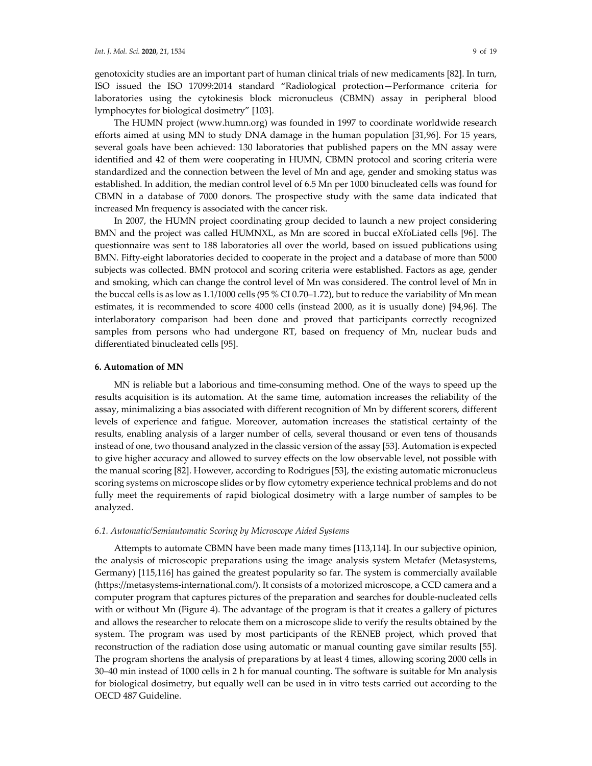genotoxicity studies are an important part of human clinical trials of new medicaments [82]. In turn, ISO issued the ISO 17099:2014 standard "Radiological protection—Performance criteria for laboratories using the cytokinesis block micronucleus (CBMN) assay in peripheral blood lymphocytes for biological dosimetry" [103].

The HUMN project (www.humn.org) was founded in 1997 to coordinate worldwide research efforts aimed at using MN to study DNA damage in the human population [31,96]. For 15 years, several goals have been achieved: 130 laboratories that published papers on the MN assay were identified and 42 of them were cooperating in HUMN, CBMN protocol and scoring criteria were standardized and the connection between the level of Mn and age, gender and smoking status was established. In addition, the median control level of 6.5 Mn per 1000 binucleated cells was found for CBMN in a database of 7000 donors. The prospective study with the same data indicated that increased Mn frequency is associated with the cancer risk.

In 2007, the HUMN project coordinating group decided to launch a new project considering BMN and the project was called HUMNXL, as Mn are scored in buccal eXfoLiated cells [96]. The questionnaire was sent to 188 laboratories all over the world, based on issued publications using BMN. Fifty-eight laboratories decided to cooperate in the project and a database of more than 5000 subjects was collected. BMN protocol and scoring criteria were established. Factors as age, gender and smoking, which can change the control level of Mn was considered. The control level of Mn in the buccal cells is as low as 1.1/1000 cells (95 % CI 0.70–1.72), but to reduce the variability of Mn mean estimates, it is recommended to score 4000 cells (instead 2000, as it is usually done) [94,96]. The interlaboratory comparison had been done and proved that participants correctly recognized samples from persons who had undergone RT, based on frequency of Mn, nuclear buds and differentiated binucleated cells [95].

## 6. Automation of MN

MN is reliable but a laborious and time-consuming method. One of the ways to speed up the results acquisition is its automation. At the same time, automation increases the reliability of the assay, minimalizing a bias associated with different recognition of Mn by different scorers, different levels of experience and fatigue. Moreover, automation increases the statistical certainty of the results, enabling analysis of a larger number of cells, several thousand or even tens of thousands instead of one, two thousand analyzed in the classic version of the assay [53]. Automation is expected to give higher accuracy and allowed to survey effects on the low observable level, not possible with the manual scoring [82]. However, according to Rodrigues [53], the existing automatic micronucleus scoring systems on microscope slides or by flow cytometry experience technical problems and do not fully meet the requirements of rapid biological dosimetry with a large number of samples to be analyzed.

### *6.1. Automatic/Semiautomatic Scoring by Microscope Aided Systems*

Attempts to automate CBMN have been made many times [113,114]. In our subjective opinion, the analysis of microscopic preparations using the image analysis system Metafer (Metasystems, Germany) [115,116] has gained the greatest popularity so far. The system is commercially available (https://metasystems-international.com/). It consists of a motorized microscope, a CCD camera and a computer program that captures pictures of the preparation and searches for double-nucleated cells with or without Mn (Figure 4). The advantage of the program is that it creates a gallery of pictures and allows the researcher to relocate them on a microscope slide to verify the results obtained by the system. The program was used by most participants of the RENEB project, which proved that reconstruction of the radiation dose using automatic or manual counting gave similar results [55]. The program shortens the analysis of preparations by at least 4 times, allowing scoring 2000 cells in 30–40 min instead of 1000 cells in 2 h for manual counting. The software is suitable for Mn analysis for biological dosimetry, but equally well can be used in in vitro tests carried out according to the OECD 487 Guideline.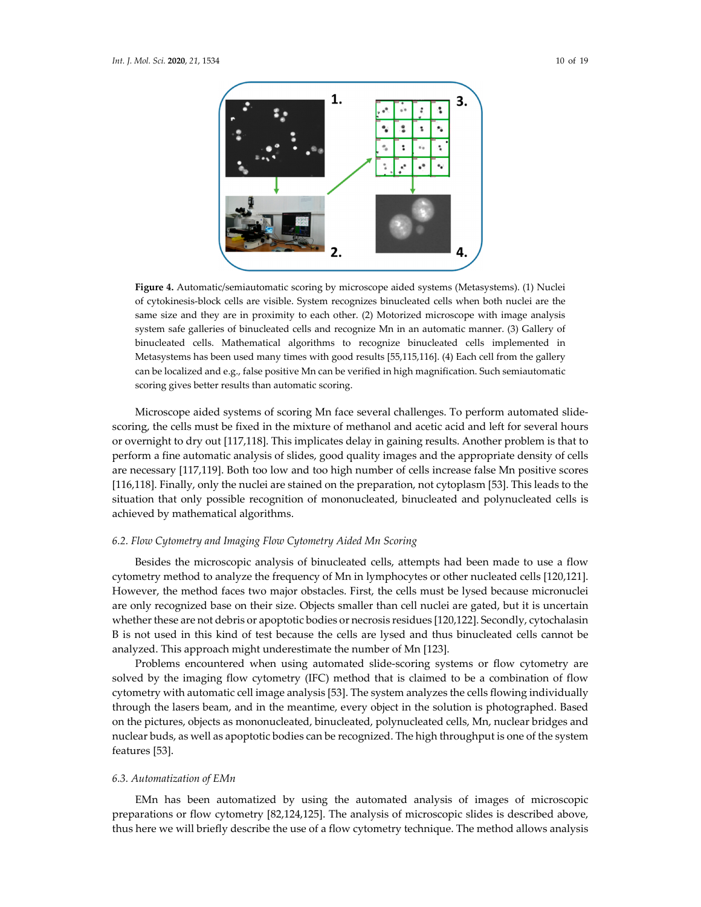**Figure 4.** Automatic/semiautomatic scoring by microscope aided systems (Metasystems). (1) Nuclei of cytokinesis-block cells are visible. System recognizes binucleated cells when both nuclei are the same size and they are in proximity to each other. (2) Motorized microscope with image analysis system safe galleries of binucleated cells and recognize Mn in an automatic manner. (3) Gallery of binucleated cells. Mathematical algorithms to recognize binucleated cells implemented in Metasystems has been used many times with good results [55,115,116]. (4) Each cell from the gallery can be localized and e.g., false positive Mn can be verified in high magnification. Such semiautomatic scoring gives better results than automatic scoring.

Microscope aided systems of scoring Mn face several challenges. To perform automated slide-scoring, the cells must be fixed in the mixture of methanol and acetic acid and left for several hours or overnight to dry out [117,118]. This implicates delay in gaining results. Another problem is that to perform a fine automatic analysis of slides, good quality images and the appropriate density of cells are necessary [117,119]. Both too low and too high number of cells increase false Mn positive scores [116,118]. Finally, only the nuclei are stained on the preparation, not cytoplasm [53]. This leads to the situation that only possible recognition of mononucleated, binucleated and polynucleated cells is achieved by mathematical algorithms.

### 6.2. Flow Cytometry and Imaging Flow Cytometry Aided Mn Scoring

Besides the microscopic analysis of binucleated cells, attempts had been made to use a flow cytometry method to analyze the frequency of Mn in lymphocytes or other nucleated cells [120,121]. However, the method faces two major obstacles. First, the cells must be lysed because micronuclei are only recognized base on their size. Objects smaller than cell nuclei are gated, but it is uncertain whether these are not debris or apoptotic bodies or necrosis residues [120,122]. Secondly, cytochalasin B is not used in this kind of test because the cells are lysed and thus binucleated cells cannot be analyzed. This approach might underestimate the number of Mn [123].

Problems encountered when using automated slide-scoring systems or flow cytometry are solved by the imaging flow cytometry (IFC) method that is claimed to be a combination of flow cytometry with automatic cell image analysis [53]. The system analyzes the cells flowing individually through the lasers beam, and in the meantime, every object in the solution is photographed. Based on the pictures, objects as mononucleated, binucleated, polynucleated cells, Mn, nuclear bridges and nuclear buds, as well as apoptotic bodies can be recognized. The high throughput is one of the system features [53].

### 6.3. Automatization of EMn

EMn has been automatized by using the automated analysis of images of microscopic preparations or flow cytometry [82,124,125]. The analysis of microscopic slides is described above, thus here we will briefly describe the use of a flow cytometry technique. The method allows analysis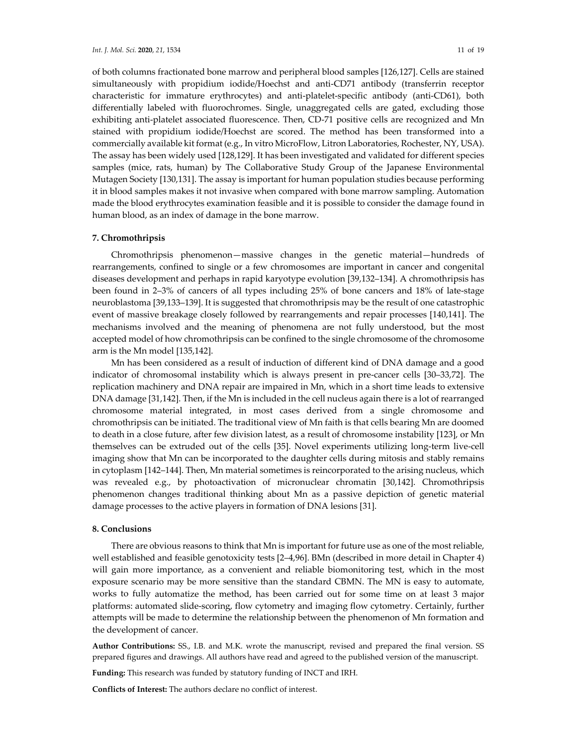of both columns fractionated bone marrow and peripheral blood samples [126,127]. Cells are stained simultaneously with propidium iodide/Hoechst and anti-CD71 antibody (transferrin receptor characteristic for immature erythrocytes) and anti-platelet-specific antibody (anti-CD61), both differentially labeled with fluorochromes. Single, unaggregated cells are gated, excluding those exhibiting anti-platelet associated fluorescence. Then, CD-71 positive cells are recognized and Mn stained with propidium iodide/Hoechst are scored. The method has been transformed into a commercially available kit format (e.g., In vitro MicroFlow, Litron Laboratories, Rochester, NY, USA). The assay has been widely used [128,129]. It has been investigated and validated for different species samples (mice, rats, human) by The Collaborative Study Group of the Japanese Environmental Mutagen Society [130,131]. The assay is important for human population studies because performing it in blood samples makes it not invasive when compared with bone marrow sampling. Automation made the blood erythrocytes examination feasible and it is possible to consider the damage found in human blood, as an index of damage in the bone marrow.

## 7. Chromothripsis

Chromothripsis phenomenon—massive changes in the genetic material—hundreds of rearrangements, confined to single or a few chromosomes are important in cancer and congenital diseases development and perhaps in rapid karyotype evolution [39,132–134]. A chromothripsis has been found in 2–3% of cancers of all types including 25% of bone cancers and 18% of late-stage neuroblastoma [39,133–139]. It is suggested that chromothripsis may be the result of one catastrophic event of massive breakage closely followed by rearrangements and repair processes [140,141]. The mechanisms involved and the meaning of phenomena are not fully understood, but the most accepted model of how chromothripsis can be confined to the single chromosome of the chromosome arm is the Mn model [135,142].

Mn has been considered as a result of induction of different kind of DNA damage and a good indicator of chromosomal instability which is always present in pre-cancer cells [30–33,72]. The replication machinery and DNA repair are impaired in Mn, which in a short time leads to extensive DNA damage [31,142]. Then, if the Mn is included in the cell nucleus again there is a lot of rearranged chromosome material integrated, in most cases derived from a single chromosome and chromothripsis can be initiated. The traditional view of Mn faith is that cells bearing Mn are doomed to death in a close future, after few division latest, as a result of chromosome instability [123], or Mn themselves can be extruded out of the cells [35]. Novel experiments utilizing long-term live-cell imaging show that Mn can be incorporated to the daughter cells during mitosis and stably remains in cytoplasm [142–144]. Then, Mn material sometimes is reincorporated to the arising nucleus, which was revealed e.g., by photoactivation of micronuclear chromatin [30,142]. Chromothripsis phenomenon changes traditional thinking about Mn as a passive depiction of genetic material damage processes to the active players in formation of DNA lesions [31].

## 8. Conclusions

There are obvious reasons to think that Mn is important for future use as one of the most reliable, well established and feasible genotoxicity tests [2–4,96]. BMn (described in more detail in Chapter 4) will gain more importance, as a convenient and reliable biomonitoring test, which in the most exposure scenario may be more sensitive than the standard CBMN. The MN is easy to automate, works to fully automatize the method, has been carried out for some time on at least 3 major platforms: automated slide-scoring, flow cytometry and imaging flow cytometry. Certainly, further attempts will be made to determine the relationship between the phenomenon of Mn formation and the development of cancer.

**Author Contributions:** SS., I.B. and M.K. wrote the manuscript, revised and prepared the final version. SS prepared figures and drawings. All authors have read and agreed to the published version of the manuscript.

**Funding:** This research was funded by statutory funding of INCT and IRH.

**Conflicts of Interest:** The authors declare no conflict of interest.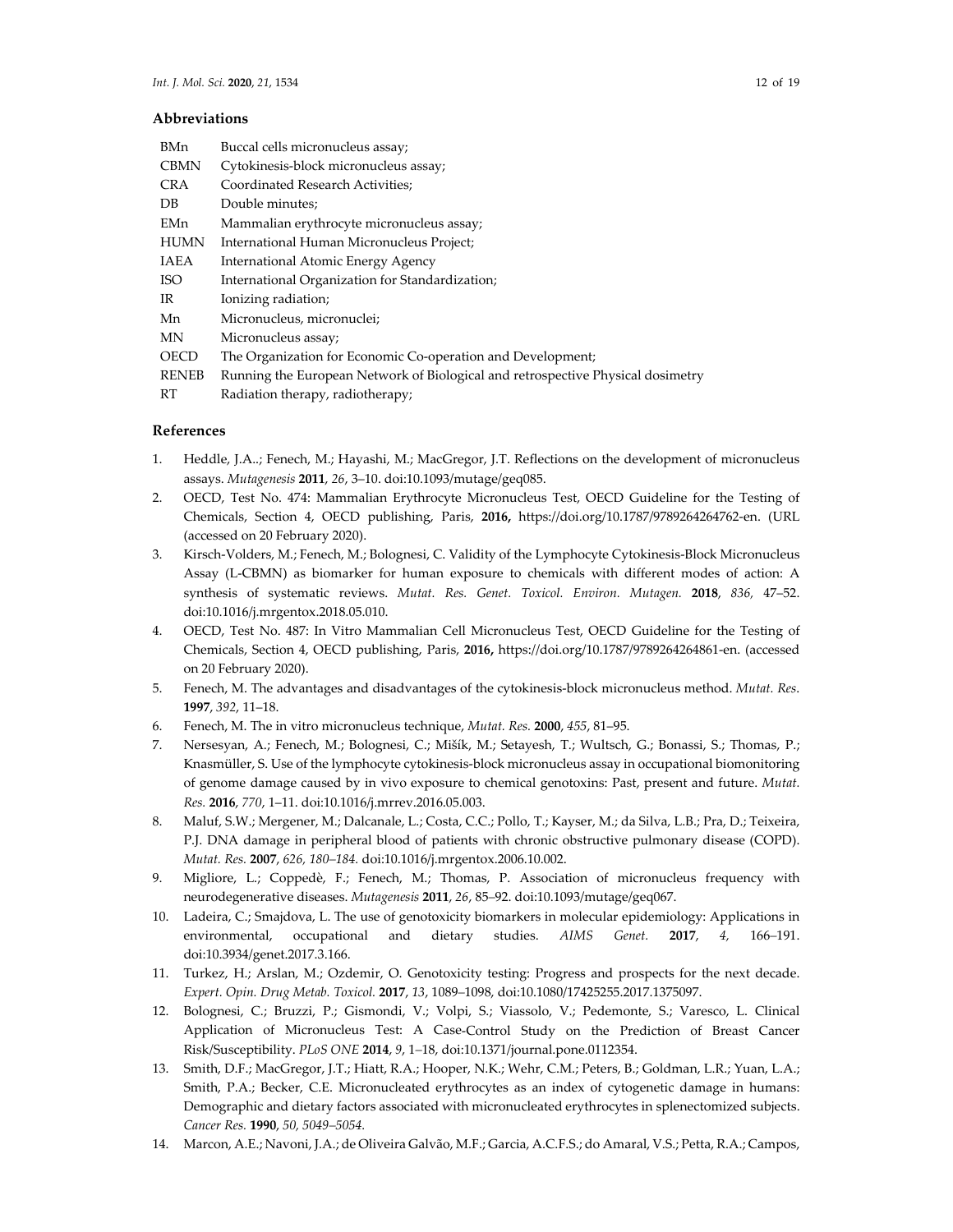## Abbreviations

| | |
|---|---|
| BMn | Buccal cells micronucleus assay; |
| CBMN | Cytokinesis-block micronucleus assay; |
| CRA | Coordinated Research Activities; |
| DB | Double minutes; |
| EMn | Mammalian erythrocyte micronucleus assay; |
| HUMN | International Human Micronucleus Project; |
| IAEA | International Atomic Energy Agency |
| ISO | International Organization for Standardization; |
| IR | Ionizing radiation; |
| Mn | Micronucleus, micronuclei; |
| MN | Micronucleus assay; |
| OECD | The Organization for Economic Co-operation and Development; |
| RENEB | Running the European Network of Biological and retrospective Physical dosimetry |
| RT | Radiation therapy, radiotherapy; |

## References

1. Heddle, J.A..; Fenech, M.; Hayashi, M.; MacGregor, J.T. Reflections on the development of micronucleus assays. *Mutagenesis* **2011**, *26*, 3–10. doi:10.1093/mutage/geq085.
2. OECD, Test No. 474: Mammalian Erythrocyte Micronucleus Test, OECD Guideline for the Testing of Chemicals, Section 4, OECD publishing, Paris, **2016,** https://doi.org/10.1787/9789264264762-en. (URL (accessed on 20 February 2020).
3. Kirsch-Volders, M.; Fenech, M.; Bolognesi, C. Validity of the Lymphocyte Cytokinesis-Block Micronucleus Assay (L-CBMN) as biomarker for human exposure to chemicals with different modes of action: A synthesis of systematic reviews. *Mutat. Res. Genet. Toxicol. Environ. Mutagen.* **2018**, *836,* 47–52. doi:10.1016/j.mrgentox.2018.05.010.
4. OECD, Test No. 487: In Vitro Mammalian Cell Micronucleus Test, OECD Guideline for the Testing of Chemicals, Section 4, OECD publishing, Paris, **2016,** https://doi.org/10.1787/9789264264861-en. (accessed on 20 February 2020).
5. Fenech, M. The advantages and disadvantages of the cytokinesis-block micronucleus method. *Mutat. Res*. **1997**, *392*, 11–18.
6. Fenech, M. The in vitro micronucleus technique, *Mutat. Res.* **2000**, *455*, 81–95.
7. Nersesyan, A.; Fenech, M.; Bolognesi, C.; Mišík, M.; Setayesh, T.; Wultsch, G.; Bonassi, S.; Thomas, P.; Knasmüller, S. Use of the lymphocyte cytokinesis-block micronucleus assay in occupational biomonitoring of genome damage caused by in vivo exposure to chemical genotoxins: Past, present and future. *Mutat. Res.* **2016**, *770*, 1–11. doi:10.1016/j.mrrev.2016.05.003.
8. Maluf, S.W.; Mergener, M.; Dalcanale, L.; Costa, C.C.; Pollo, T.; Kayser, M.; da Silva, L.B.; Pra, D.; Teixeira, P.J. DNA damage in peripheral blood of patients with chronic obstructive pulmonary disease (COPD). *Mutat. Res.* **2007**, *626, 180–184.* doi:10.1016/j.mrgentox.2006.10.002.
9. Migliore, L.; Coppedè, F.; Fenech, M.; Thomas, P. Association of micronucleus frequency with neurodegenerative diseases. *Mutagenesis* **2011**, *26*, 85–92. doi:10.1093/mutage/geq067.
10. Ladeira, C.; Smajdova, L. The use of genotoxicity biomarkers in molecular epidemiology: Applications in environmental, occupational and dietary studies. *AIMS Genet.* **2017**, *4,* 166–191. doi:10.3934/genet.2017.3.166.
11. Turkez, H.; Arslan, M.; Ozdemir, O. Genotoxicity testing: Progress and prospects for the next decade. *Expert. Opin. Drug Metab. Toxicol.* **2017**, *13*, 1089–1098, doi:10.1080/17425255.2017.1375097.
12. Bolognesi, C.; Bruzzi, P.; Gismondi, V.; Volpi, S.; Viassolo, V.; Pedemonte, S.; Varesco, L. Clinical Application of Micronucleus Test: A Case-Control Study on the Prediction of Breast Cancer Risk/Susceptibility. *PLoS ONE* **2014**, *9*, 1–18, doi:10.1371/journal.pone.0112354.
13. Smith, D.F.; MacGregor, J.T.; Hiatt, R.A.; Hooper, N.K.; Wehr, C.M.; Peters, B.; Goldman, L.R.; Yuan, L.A.; Smith, P.A.; Becker, C.E. Micronucleated erythrocytes as an index of cytogenetic damage in humans: Demographic and dietary factors associated with micronucleated erythrocytes in splenectomized subjects. *Cancer Res.* **1990**, *50, 5049–5054.*
14. Marcon, A.E.; Navoni, J.A.; de Oliveira Galvão, M.F.; Garcia, A.C.F.S.; do Amaral, V.S.; Petta, R.A.; Campos,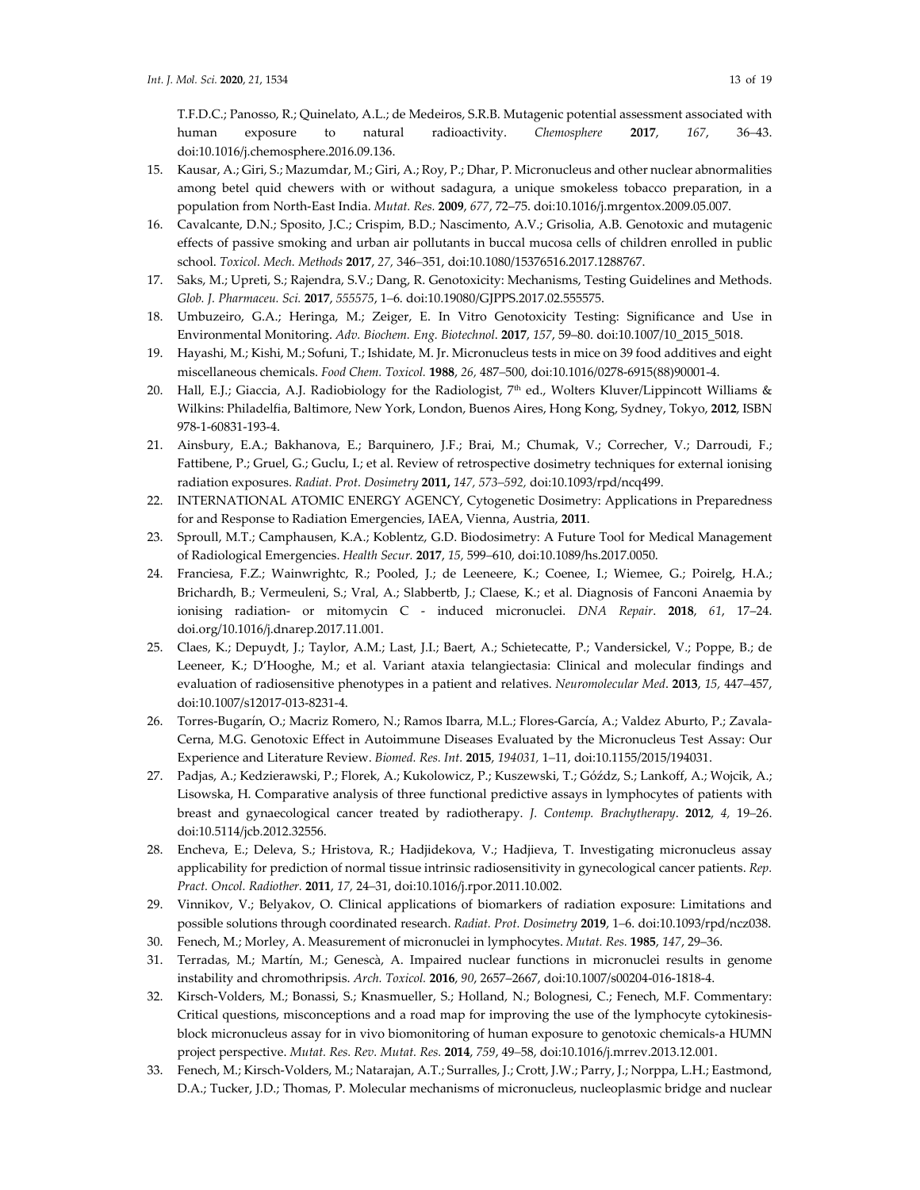T.F.D.C.; Panosso, R.; Quinelato, A.L.; de Medeiros, S.R.B. Mutagenic potential assessment associated with human exposure to natural radioactivity. *Chemosphere* **2017**, *167*, 36–43. doi:10.1016/j.chemosphere.2016.09.136.

15. Kausar, A.; Giri, S.; Mazumdar, M.; Giri, A.; Roy, P.; Dhar, P. Micronucleus and other nuclear abnormalities among betel quid chewers with or without sadagura, a unique smokeless tobacco preparation, in a population from North-East India. *Mutat. Res.* **2009**, *677*, 72–75. doi:10.1016/j.mrgentox.2009.05.007.
16. Cavalcante, D.N.; Sposito, J.C.; Crispim, B.D.; Nascimento, A.V.; Grisolia, A.B. Genotoxic and mutagenic effects of passive smoking and urban air pollutants in buccal mucosa cells of children enrolled in public school. *Toxicol. Mech. Methods* **2017**, *27*, 346–351, doi:10.1080/15376516.2017.1288767.
17. Saks, M.; Upreti, S.; Rajendra, S.V.; Dang, R. Genotoxicity: Mechanisms, Testing Guidelines and Methods. *Glob. J. Pharmaceu. Sci.* **2017**, *555575*, 1–6. doi:10.19080/GJPPS.2017.02.555575.
18. Umbuzeiro, G.A.; Heringa, M.; Zeiger, E. In Vitro Genotoxicity Testing: Significance and Use in Environmental Monitoring. *Adv. Biochem. Eng. Biotechnol.* **2017**, *157*, 59–80. doi:10.1007/10_2015_5018.
19. Hayashi, M.; Kishi, M.; Sofuni, T.; Ishidate, M. Jr. Micronucleus tests in mice on 39 food additives and eight miscellaneous chemicals. *Food Chem. Toxicol.* **1988**, *26*, 487–500, doi:10.1016/0278-6915(88)90001-4.
20. Hall, E.J.; Giaccia, A.J. Radiobiology for the Radiologist, 7th ed., Wolters Kluver/Lippincott Williams & Wilkins: Philadelfia, Baltimore, New York, London, Buenos Aires, Hong Kong, Sydney, Tokyo, **2012**, ISBN 978-1-60831-193-4.
21. Ainsbury, E.A.; Bakhanova, E.; Barquinero, J.F.; Brai, M.; Chumak, V.; Correcher, V.; Darroudi, F.; Fattibene, P.; Gruel, G.; Guclu, I.; et al. Review of retrospective dosimetry techniques for external ionising radiation exposures. *Radiat. Prot. Dosimetry* **2011,** *147, 573–592,* doi:10.1093/rpd/ncq499.
22. INTERNATIONAL ATOMIC ENERGY AGENCY, Cytogenetic Dosimetry: Applications in Preparedness for and Response to Radiation Emergencies, IAEA, Vienna, Austria, **2011**.
23. Sproull, M.T.; Camphausen, K.A.; Koblentz, G.D. Biodosimetry: A Future Tool for Medical Management of Radiological Emergencies. *Health Secur.* **2017**, *15,* 599–610, doi:10.1089/hs.2017.0050.
24. Franciesa, F.Z.; Wainwrightc, R.; Pooled, J.; de Leeneere, K.; Coenee, I.; Wiemee, G.; Poirelg, H.A.; Brichardh, B.; Vermeuleni, S.; Vral, A.; Slabbertb, J.; Claese, K.; et al. Diagnosis of Fanconi Anaemia by ionising radiation- or mitomycin C - induced micronuclei. *DNA Repair*. **2018**, *61*, 17–24. doi.org/10.1016/j.dnarep.2017.11.001.
25. Claes, K.; Depuydt, J.; Taylor, A.M.; Last, J.I.; Baert, A.; Schietecatte, P.; Vandersickel, V.; Poppe, B.; de Leeneer, K.; D'Hooghe, M.; et al. Variant ataxia telangiectasia: Clinical and molecular findings and evaluation of radiosensitive phenotypes in a patient and relatives. *Neuromolecular Med*. **2013**, *15,* 447–457, doi:10.1007/s12017-013-8231-4.
26. Torres-Bugarín, O.; Macriz Romero, N.; Ramos Ibarra, M.L.; Flores-García, A.; Valdez Aburto, P.; Zavala-Cerna, M.G. Genotoxic Effect in Autoimmune Diseases Evaluated by the Micronucleus Test Assay: Our Experience and Literature Review. *Biomed. Res. Int.* **2015**, *194031,* 1–11, doi:10.1155/2015/194031.
27. Padjas, A.; Kedzierawski, P.; Florek, A.; Kukolowicz, P.; Kuszewski, T.; Góźdz, S.; Lankoff, A.; Wojcik, A.; Lisowska, H. Comparative analysis of three functional predictive assays in lymphocytes of patients with breast and gynaecological cancer treated by radiotherapy. *J. Contemp. Brachytherapy*. **2012**, *4,* 19–26. doi:10.5114/jcb.2012.32556.
28. Encheva, E.; Deleva, S.; Hristova, R.; Hadjidekova, V.; Hadjieva, T. Investigating micronucleus assay applicability for prediction of normal tissue intrinsic radiosensitivity in gynecological cancer patients. *Rep. Pract. Oncol. Radiother.* **2011**, *17,* 24–31, doi:10.1016/j.rpor.2011.10.002.
29. Vinnikov, V.; Belyakov, O. Clinical applications of biomarkers of radiation exposure: Limitations and possible solutions through coordinated research. *Radiat. Prot. Dosimetry* **2019**, 1–6. doi:10.1093/rpd/ncz038.
30. Fenech, M.; Morley, A. Measurement of micronuclei in lymphocytes. *Mutat. Res.* **1985**, *147*, 29–36.
31. Terradas, M.; Martín, M.; Genescà, A. Impaired nuclear functions in micronuclei results in genome instability and chromothripsis. *Arch. Toxicol.* **2016**, *90*, 2657–2667, doi:10.1007/s00204-016-1818-4.
32. Kirsch-Volders, M.; Bonassi, S.; Knasmueller, S.; Holland, N.; Bolognesi, C.; Fenech, M.F. Commentary: Critical questions, misconceptions and a road map for improving the use of the lymphocyte cytokinesis-block micronucleus assay for in vivo biomonitoring of human exposure to genotoxic chemicals-a HUMN project perspective. *Mutat. Res. Rev. Mutat. Res.* **2014**, *759*, 49–58, doi:10.1016/j.mrrev.2013.12.001.
33. Fenech, M.; Kirsch-Volders, M.; Natarajan, A.T.; Surralles, J.; Crott, J.W.; Parry, J.; Norppa, L.H.; Eastmond, D.A.; Tucker, J.D.; Thomas, P. Molecular mechanisms of micronucleus, nucleoplasmic bridge and nuclear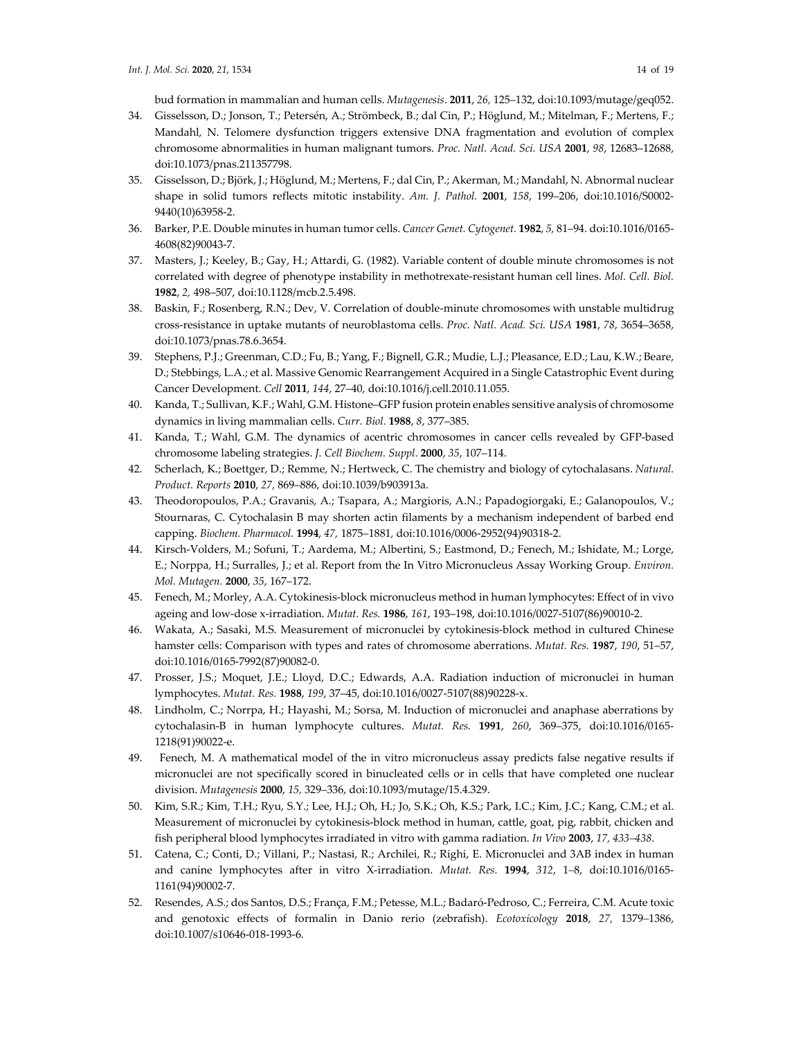bud formation in mammalian and human cells. *Mutagenesis*. **2011**, *26*, 125–132, doi:10.1093/mutage/geq052.

34. Gisselsson, D.; Jonson, T.; Petersén, A.; Strömbeck, B.; dal Cin, P.; Höglund, M.; Mitelman, F.; Mertens, F.; Mandahl, N. Telomere dysfunction triggers extensive DNA fragmentation and evolution of complex chromosome abnormalities in human malignant tumors. *Proc. Natl. Acad. Sci. USA* **2001**, *98*, 12683–12688, doi:10.1073/pnas.211357798.
35. Gisselsson, D.; Björk, J.; Höglund, M.; Mertens, F.; dal Cin, P.; Akerman, M.; Mandahl, N. Abnormal nuclear shape in solid tumors reflects mitotic instability. *Am. J. Pathol.* **2001**, *158*, 199–206, doi:10.1016/S0002-9440(10)63958-2.
36. Barker, P.E. Double minutes in human tumor cells. *Cancer Genet. Cytogenet.* **1982**, *5*, 81–94. doi:10.1016/0165-4608(82)90043-7.
37. Masters, J.; Keeley, B.; Gay, H.; Attardi, G. (1982). Variable content of double minute chromosomes is not correlated with degree of phenotype instability in methotrexate-resistant human cell lines. *Mol. Cell. Biol.* **1982**, *2*, 498–507, doi:10.1128/mcb.2.5.498.
38. Baskin, F.; Rosenberg, R.N.; Dev, V. Correlation of double-minute chromosomes with unstable multidrug cross-resistance in uptake mutants of neuroblastoma cells. *Proc. Natl. Acad. Sci. USA* **1981**, *78*, 3654–3658, doi:10.1073/pnas.78.6.3654.
39. Stephens, P.J.; Greenman, C.D.; Fu, B.; Yang, F.; Bignell, G.R.; Mudie, L.J.; Pleasance, E.D.; Lau, K.W.; Beare, D.; Stebbings, L.A.; et al. Massive Genomic Rearrangement Acquired in a Single Catastrophic Event during Cancer Development. *Cell* **2011**, *144*, 27–40, doi:10.1016/j.cell.2010.11.055.
40. Kanda, T.; Sullivan, K.F.; Wahl, G.M. Histone–GFP fusion protein enables sensitive analysis of chromosome dynamics in living mammalian cells. *Curr. Biol.* **1988**, *8*, 377–385.
41. Kanda, T.; Wahl, G.M. The dynamics of acentric chromosomes in cancer cells revealed by GFP-based chromosome labeling strategies. *J. Cell Biochem. Suppl*. **2000**, *35*, 107–114.
42. Scherlach, K.; Boettger, D.; Remme, N.; Hertweck, C. The chemistry and biology of cytochalasans. *Natural. Product. Reports* **2010**, *27*, 869–886, doi:10.1039/b903913a.
43. Theodoropoulos, P.A.; Gravanis, A.; Tsapara, A.; Margioris, A.N.; Papadogiorgaki, E.; Galanopoulos, V.; Stournaras, C. Cytochalasin B may shorten actin filaments by a mechanism independent of barbed end capping. *Biochem. Pharmacol.* **1994**, *47*, 1875–1881, doi:10.1016/0006-2952(94)90318-2.
44. Kirsch-Volders, M.; Sofuni, T.; Aardema, M.; Albertini, S.; Eastmond, D.; Fenech, M.; Ishidate, M.; Lorge, E.; Norppa, H.; Surralles, J.; et al. Report from the In Vitro Micronucleus Assay Working Group. *Environ. Mol. Mutagen.* **2000**, *35*, 167–172.
45. Fenech, M.; Morley, A.A. Cytokinesis-block micronucleus method in human lymphocytes: Effect of in vivo ageing and low-dose x-irradiation. *Mutat. Res.* **1986**, *161*, 193–198, doi:10.1016/0027-5107(86)90010-2.
46. Wakata, A.; Sasaki, M.S. Measurement of micronuclei by cytokinesis-block method in cultured Chinese hamster cells: Comparison with types and rates of chromosome aberrations. *Mutat. Res.* **1987**, *190*, 51–57, doi:10.1016/0165-7992(87)90082-0.
47. Prosser, J.S.; Moquet, J.E.; Lloyd, D.C.; Edwards, A.A. Radiation induction of micronuclei in human lymphocytes. *Mutat. Res.* **1988**, *199*, 37–45, doi:10.1016/0027-5107(88)90228-x.
48. Lindholm, C.; Norrpa, H.; Hayashi, M.; Sorsa, M. Induction of micronuclei and anaphase aberrations by cytochalasin-B in human lymphocyte cultures. *Mutat. Res.* **1991**, *260*, 369–375, doi:10.1016/0165-1218(91)90022-e.
49. Fenech, M. A mathematical model of the in vitro micronucleus assay predicts false negative results if micronuclei are not specifically scored in binucleated cells or in cells that have completed one nuclear division. *Mutagenesis* **2000**, *15*, 329–336, doi:10.1093/mutage/15.4.329.
50. Kim, S.R.; Kim, T.H.; Ryu, S.Y.; Lee, H.J.; Oh, H.; Jo, S.K.; Oh, K.S.; Park, I.C.; Kim, J.C.; Kang, C.M.; et al. Measurement of micronuclei by cytokinesis-block method in human, cattle, goat, pig, rabbit, chicken and fish peripheral blood lymphocytes irradiated in vitro with gamma radiation. *In Vivo* **2003**, *17, 433–438.*
51. Catena, C.; Conti, D.; Villani, P.; Nastasi, R.; Archilei, R.; Righi, E. Micronuclei and 3AB index in human and canine lymphocytes after in vitro X-irradiation. *Mutat. Res.* **1994**, *312*, 1–8, doi:10.1016/0165-1161(94)90002-7.
52. Resendes, A.S.; dos Santos, D.S.; França, F.M.; Petesse, M.L.; Badaró-Pedroso, C.; Ferreira, C.M. Acute toxic and genotoxic effects of formalin in Danio rerio (zebrafish). *Ecotoxicology* **2018**, *27*, 1379–1386, doi:10.1007/s10646-018-1993-6.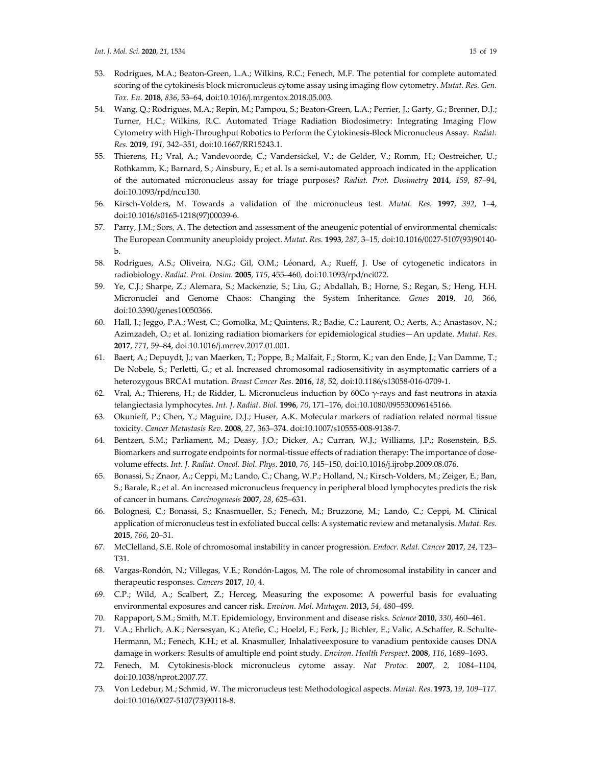53. Rodrigues, M.A.; Beaton-Green, L.A.; Wilkins, R.C.; Fenech, M.F. The potential for complete automated scoring of the cytokinesis block micronucleus cytome assay using imaging flow cytometry. *Mutat. Res. Gen. Tox. En.* **2018**, *836*, 53–64, doi:10.1016/j.mrgentox.2018.05.003.
54. Wang, Q.; Rodrigues, M.A.; Repin, M.; Pampou, S.; Beaton-Green, L.A.; Perrier, J.; Garty, G.; Brenner, D.J.; Turner, H.C.; Wilkins, R.C. Automated Triage Radiation Biodosimetry: Integrating Imaging Flow Cytometry with High-Throughput Robotics to Perform the Cytokinesis-Block Micronucleus Assay. *Radiat. Res.* **2019**, *191*, 342–351, doi:10.1667/RR15243.1.
55. Thierens, H.; Vral, A.; Vandevoorde, C.; Vandersickel, V.; de Gelder, V.; Romm, H.; Oestreicher, U.; Rothkamm, K.; Barnard, S.; Ainsbury, E.; et al. Is a semi-automated approach indicated in the application of the automated micronucleus assay for triage purposes? *Radiat. Prot. Dosimetry* **2014**, *159*, 87–94, doi:10.1093/rpd/ncu130.
56. Kirsch-Volders, M. Towards a validation of the micronucleus test. *Mutat. Res.* **1997**, *392*, 1–4, doi:10.1016/s0165-1218(97)00039-6.
57. Parry, J.M.; Sors, A. The detection and assessment of the aneugenic potential of environmental chemicals: The European Community aneuploidy project. *Mutat. Res.* **1993**, *287*, 3–15, doi:10.1016/0027-5107(93)90140-b.
58. Rodrigues, A.S.; Oliveira, N.G.; Gil, O.M.; Léonard, A.; Rueff, J. Use of cytogenetic indicators in radiobiology. *Radiat. Prot. Dosim.* **2005**, *115*, 455–460, doi:10.1093/rpd/nci072.
59. Ye, C.J.; Sharpe, Z.; Alemara, S.; Mackenzie, S.; Liu, G.; Abdallah, B.; Horne, S.; Regan, S.; Heng, H.H. Micronuclei and Genome Chaos: Changing the System Inheritance. *Genes* **2019**, *10*, 366, doi:10.3390/genes10050366.
60. Hall, J.; Jeggo, P.A.; West, C.; Gomolka, M.; Quintens, R.; Badie, C.; Laurent, O.; Aerts, A.; Anastasov, N.; Azimzadeh, O.; et al. Ionizing radiation biomarkers for epidemiological studies—An update. *Mutat. Res*. **2017**, *771*, 59–84, doi:10.1016/j.mrrev.2017.01.001.
61. Baert, A.; Depuydt, J.; van Maerken, T.; Poppe, B.; Malfait, F.; Storm, K.; van den Ende, J.; Van Damme, T.; De Nobele, S.; Perletti, G.; et al. Increased chromosomal radiosensitivity in asymptomatic carriers of a heterozygous BRCA1 mutation. *Breast Cancer Res*. **2016**, *18*, 52, doi:10.1186/s13058-016-0709-1.
62. Vral, A.; Thierens, H.; de Ridder, L. Micronucleus induction by 60Co γ-rays and fast neutrons in ataxia telangiectasia lymphocytes. *Int. J. Radiat. Biol*. **1996**, *70*, 171–176, doi:10.1080/095530096145166.
63. Okunieff, P.; Chen, Y.; Maguire, D.J.; Huser, A.K. Molecular markers of radiation related normal tissue toxicity. *Cancer Metastasis Rev*. **2008**, *27*, 363–374. doi:10.1007/s10555-008-9138-7.
64. Bentzen, S.M.; Parliament, M.; Deasy, J.O.; Dicker, A.; Curran, W.J.; Williams, J.P.; Rosenstein, B.S. Biomarkers and surrogate endpoints for normal-tissue effects of radiation therapy: The importance of dose-volume effects. *Int. J. Radiat. Oncol. Biol. Phys*. **2010**, *76*, 145–150, doi:10.1016/j.ijrobp.2009.08.076.
65. Bonassi, S.; Znaor, A.; Ceppi, M.; Lando, C.; Chang, W.P.; Holland, N.; Kirsch-Volders, M.; Zeiger, E.; Ban, S.; Barale, R.; et al. An increased micronucleus frequency in peripheral blood lymphocytes predicts the risk of cancer in humans. *Carcinogenesis* **2007**, *28*, 625–631.
66. Bolognesi, C.; Bonassi, S.; Knasmueller, S.; Fenech, M.; Bruzzone, M.; Lando, C.; Ceppi, M. Clinical application of micronucleus test in exfoliated buccal cells: A systematic review and metanalysis. *Mutat. Res.* **2015**, *766*, 20–31.
67. McClelland, S.E. Role of chromosomal instability in cancer progression. *Endocr. Relat. Cancer* **2017**, *24*, T23–T31.
68. Vargas-Rondón, N.; Villegas, V.E.; Rondón-Lagos, M. The role of chromosomal instability in cancer and therapeutic responses. *Cancers* **2017**, *10*, 4.
69. C.P.; Wild, A.; Scalbert, Z.; Herceg, Measuring the exposome: A powerful basis for evaluating environmental exposures and cancer risk. *Environ. Mol. Mutagen.* **2013,** *54*, 480–499.
70. Rappaport, S.M.; Smith, M.T. Epidemiology, Environment and disease risks. *Science* **2010**, *330*, 460–461.
71. V.A.; Ehrlich, A.K.; Nersesyan, K.; Atefie, C.; Hoelzl, F.; Ferk, J.; Bichler, E.; Valic, A.Schaffer, R. Schulte-Hermann, M.; Fenech, K.H.; et al. Knasmuller, Inhalativeexposure to vanadium pentoxide causes DNA damage in workers: Results of amultiple end point study. *Environ. Health Perspect.* **2008**, *116*, 1689–1693.
72. Fenech, M. Cytokinesis-block micronucleus cytome assay. *Nat Protoc.* **2007**, *2*, 1084–1104, doi:10.1038/nprot.2007.77.
73. Von Ledebur, M.; Schmid, W. The micronucleus test: Methodological aspects. *Mutat. Res*. **1973**, *19, 109–117.* doi:10.1016/0027-5107(73)90118-8.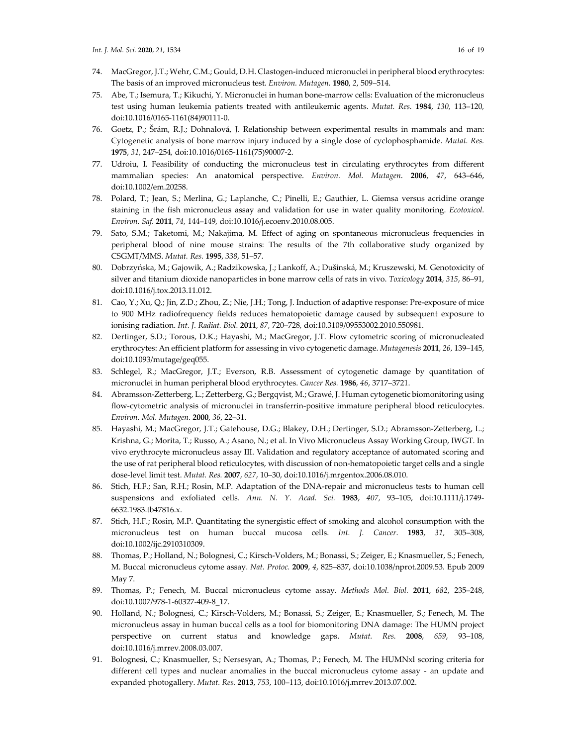74. MacGregor, J.T.; Wehr, C.M.; Gould, D.H. Clastogen-induced micronuclei in peripheral blood erythrocytes: The basis of an improved micronucleus test. *Environ. Mutagen.* **1980**, *2*, 509–514.
75. Abe, T.; Isemura, T.; Kikuchi, Y. Micronuclei in human bone-marrow cells: Evaluation of the micronucleus test using human leukemia patients treated with antileukemic agents. *Mutat. Res.* **1984**, *130*, 113–120, doi:10.1016/0165-1161(84)90111-0.
76. Goetz, P.; Šrám, R.J.; Dohnalová, J. Relationship between experimental results in mammals and man: Cytogenetic analysis of bone marrow injury induced by a single dose of cyclophosphamide. *Mutat. Res.* **1975**, *31*, 247–254, doi:10.1016/0165-1161(75)90007-2.
77. Udroiu, I. Feasibility of conducting the micronucleus test in circulating erythrocytes from different mammalian species: An anatomical perspective. *Environ. Mol. Mutagen*. **2006**, *47*, 643–646, doi:10.1002/em.20258.
78. Polard, T.; Jean, S.; Merlina, G.; Laplanche, C.; Pinelli, E.; Gauthier, L. Giemsa versus acridine orange staining in the fish micronucleus assay and validation for use in water quality monitoring. *Ecotoxicol. Environ. Saf.* **2011**, *74*, 144–149, doi:10.1016/j.ecoenv.2010.08.005.
79. Sato, S.M.; Taketomi, M.; Nakajima, M. Effect of aging on spontaneous micronucleus frequencies in peripheral blood of nine mouse strains: The results of the 7th collaborative study organized by CSGMT/MMS. *Mutat. Res.* **1995**, *338*, 51–57.
80. Dobrzyńska, M.; Gajowik, A.; Radzikowska, J.; Lankoff, A.; Dušinská, M.; Kruszewski, M. Genotoxicity of silver and titanium dioxide nanoparticles in bone marrow cells of rats in vivo. *Toxicology* **2014**, *315*, 86–91, doi:10.1016/j.tox.2013.11.012.
81. Cao, Y.; Xu, Q.; Jin, Z.D.; Zhou, Z.; Nie, J.H.; Tong, J. Induction of adaptive response: Pre-exposure of mice to 900 MHz radiofrequency fields reduces hematopoietic damage caused by subsequent exposure to ionising radiation. *Int. J. Radiat. Biol.* **2011**, *87*, 720–728, doi:10.3109/09553002.2010.550981.
82. Dertinger, S.D.; Torous, D.K.; Hayashi, M.; MacGregor, J.T. Flow cytometric scoring of micronucleated erythrocytes: An efficient platform for assessing in vivo cytogenetic damage. *Mutagenesis* **2011**, *26*, 139–145, doi:10.1093/mutage/geq055.
83. Schlegel, R.; MacGregor, J.T.; Everson, R.B. Assessment of cytogenetic damage by quantitation of micronuclei in human peripheral blood erythrocytes. *Cancer Res.* **1986**, *46*, 3717–3721.
84. Abramsson-Zetterberg, L.; Zetterberg, G.; Bergqvist, M.; Grawé, J. Human cytogenetic biomonitoring using flow-cytometric analysis of micronuclei in transferrin-positive immature peripheral blood reticulocytes. *Environ. Mol. Mutagen.* **2000**, *36*, 22–31.
85. Hayashi, M.; MacGregor, J.T.; Gatehouse, D.G.; Blakey, D.H.; Dertinger, S.D.; Abramsson-Zetterberg, L.; Krishna, G.; Morita, T.; Russo, A.; Asano, N.; et al. In Vivo Micronucleus Assay Working Group, IWGT. In vivo erythrocyte micronucleus assay III. Validation and regulatory acceptance of automated scoring and the use of rat peripheral blood reticulocytes, with discussion of non-hematopoietic target cells and a single dose-level limit test. *Mutat. Res.* **2007**, *627*, 10–30, doi:10.1016/j.mrgentox.2006.08.010.
86. Stich, H.F.; San, R.H.; Rosin, M.P. Adaptation of the DNA-repair and micronucleus tests to human cell suspensions and exfoliated cells. *Ann. N. Y. Acad. Sci.* **1983**, *407*, 93–105, doi:10.1111/j.1749-6632.1983.tb47816.x.
87. Stich, H.F.; Rosin, M.P. Quantitating the synergistic effect of smoking and alcohol consumption with the micronucleus test on human buccal mucosa cells. *Int. J. Cancer*. **1983**, *31*, 305–308, doi:10.1002/ijc.2910310309.
88. Thomas, P.; Holland, N.; Bolognesi, C.; Kirsch-Volders, M.; Bonassi, S.; Zeiger, E.; Knasmueller, S.; Fenech, M. Buccal micronucleus cytome assay. *Nat. Protoc.* **2009**, *4*, 825–837, doi:10.1038/nprot.2009.53. Epub 2009 May 7.
89. Thomas, P.; Fenech, M. Buccal micronucleus cytome assay. *Methods Mol. Biol.* **2011**, *682*, 235–248, doi:10.1007/978-1-60327-409-8_17.
90. Holland, N.; Bolognesi, C.; Kirsch-Volders, M.; Bonassi, S.; Zeiger, E.; Knasmueller, S.; Fenech, M. The micronucleus assay in human buccal cells as a tool for biomonitoring DNA damage: The HUMN project perspective on current status and knowledge gaps. *Mutat. Res.* **2008**, *659*, 93–108, doi:10.1016/j.mrrev.2008.03.007.
91. Bolognesi, C.; Knasmueller, S.; Nersesyan, A.; Thomas, P.; Fenech, M. The HUMNxl scoring criteria for different cell types and nuclear anomalies in the buccal micronucleus cytome assay - an update and expanded photogallery. *Mutat. Res.* **2013**, *753*, 100–113, doi:10.1016/j.mrrev.2013.07.002.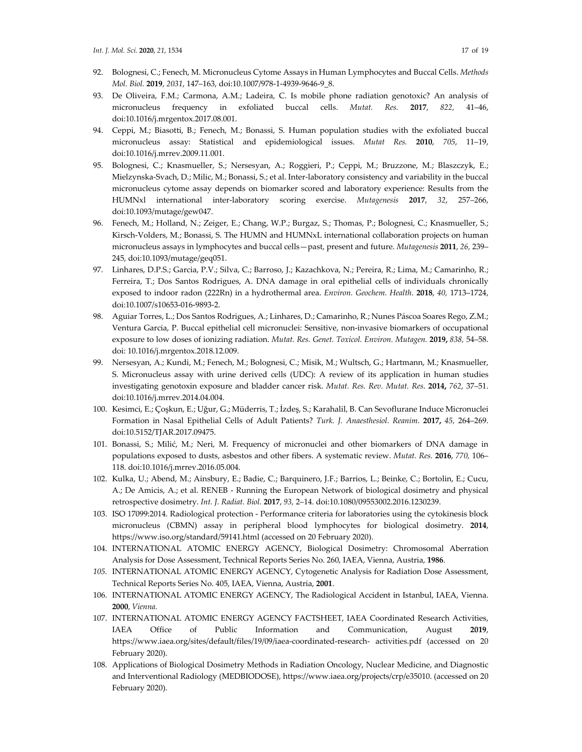92. Bolognesi, C.; Fenech, M. Micronucleus Cytome Assays in Human Lymphocytes and Buccal Cells. *Methods Mol. Biol.* **2019**, *2031*, 147–163, doi:10.1007/978-1-4939-9646-9_8.
93. De Oliveira, F.M.; Carmona, A.M.; Ladeira, C. Is mobile phone radiation genotoxic? An analysis of micronucleus frequency in exfoliated buccal cells. *Mutat. Res.* **2017**, *822,* 41–46, doi:10.1016/j.mrgentox.2017.08.001.
94. Ceppi, M.; Biasotti, B.; Fenech, M.; Bonassi, S. Human population studies with the exfoliated buccal micronucleus assay: Statistical and epidemiological issues. *Mutat Res.* **2010**, *705*, 11–19, doi:10.1016/j.mrrev.2009.11.001.
95. Bolognesi, C.; Knasmueller, S.; Nersesyan, A.; Roggieri, P.; Ceppi, M.; Bruzzone, M.; Blaszczyk, E.; Mielzynska-Svach, D.; Milic, M.; Bonassi, S.; et al. Inter-laboratory consistency and variability in the buccal micronucleus cytome assay depends on biomarker scored and laboratory experience: Results from the HUMNxl international inter-laboratory scoring exercise. *Mutagenesis* **2017**, *32*, 257–266, doi:10.1093/mutage/gew047.
96. Fenech, M.; Holland, N.; Zeiger, E.; Chang, W.P.; Burgaz, S.; Thomas, P.; Bolognesi, C.; Knasmueller, S.; Kirsch-Volders, M.; Bonassi, S. The HUMN and HUMNxL international collaboration projects on human micronucleus assays in lymphocytes and buccal cells—past, present and future. *Mutagenesis* **2011**, *26,* 239–245, doi:10.1093/mutage/geq051.
97. Linhares, D.P.S.; Garcia, P.V.; Silva, C.; Barroso, J.; Kazachkova, N.; Pereira, R.; Lima, M.; Camarinho, R.; Ferreira, T.; Dos Santos Rodrigues, A. DNA damage in oral epithelial cells of individuals chronically exposed to indoor radon (222Rn) in a hydrothermal area. *Environ. Geochem. Health*. **2018**, *40,* 1713–1724, doi:10.1007/s10653-016-9893-2.
98. Aguiar Torres, L.; Dos Santos Rodrigues, A.; Linhares, D.; Camarinho, R.; Nunes Páscoa Soares Rego, Z.M.; Ventura Garcia, P. Buccal epithelial cell micronuclei: Sensitive, non-invasive biomarkers of occupational exposure to low doses of ionizing radiation. *Mutat. Res. Genet. Toxicol. Environ. Mutagen.* **2019,** *838,* 54–58. doi: 10.1016/j.mrgentox.2018.12.009.
99. Nersesyan, A.; Kundi, M.; Fenech, M.; Bolognesi, C.; Misik, M.; Wultsch, G.; Hartmann, M.; Knasmueller, S. Micronucleus assay with urine derived cells (UDC): A review of its application in human studies investigating genotoxin exposure and bladder cancer risk. *Mutat. Res. Rev. Mutat. Res.* **2014,** *762*, 37–51. doi:10.1016/j.mrrev.2014.04.004.
100. Kesimci, E.; Çoşkun, E.; Uğur, G.; Müderris, T.; İzdeş, S.; Karahalil, B. Can Sevoflurane Induce Micronuclei Formation in Nasal Epithelial Cells of Adult Patients? *Turk. J. Anaesthesiol. Reanim*. **2017,** *45,* 264–269. doi:10.5152/TJAR.2017.09475.
101. Bonassi, S.; Milić, M.; Neri, M. Frequency of micronuclei and other biomarkers of DNA damage in populations exposed to dusts, asbestos and other fibers. A systematic review. *Mutat. Res.* **2016**, *770,* 106–118. doi:10.1016/j.mrrev.2016.05.004.
102. Kulka, U.; Abend, M.; Ainsbury, E.; Badie, C.; Barquinero, J.F.; Barrios, L.; Beinke, C.; Bortolin, E.; Cucu, A.; De Amicis, A.; et al. RENEB - Running the European Network of biological dosimetry and physical retrospective dosimetry. *Int. J. Radiat. Biol.* **2017**, *93,* 2–14. doi:10.1080/09553002.2016.1230239.
103. ISO 17099:2014. Radiological protection - Performance criteria for laboratories using the cytokinesis block micronucleus (CBMN) assay in peripheral blood lymphocytes for biological dosimetry. **2014**, https://www.iso.org/standard/59141.html (accessed on 20 February 2020).
104. INTERNATIONAL ATOMIC ENERGY AGENCY, Biological Dosimetry: Chromosomal Aberration Analysis for Dose Assessment, Technical Reports Series No. 260, IAEA, Vienna, Austria, **1986**.
105. INTERNATIONAL ATOMIC ENERGY AGENCY, Cytogenetic Analysis for Radiation Dose Assessment, Technical Reports Series No. 405, IAEA, Vienna, Austria, **2001**.
106. INTERNATIONAL ATOMIC ENERGY AGENCY, The Radiological Accident in Istanbul, IAEA, Vienna. **2000**, *Vienna.*
107. INTERNATIONAL ATOMIC ENERGY AGENCY FACTSHEET, IAEA Coordinated Research Activities, IAEA Office of Public Information and Communication, August **2019**, https://www.iaea.org/sites/default/files/19/09/iaea-coordinated-research- activities.pdf (accessed on 20 February 2020).
108. Applications of Biological Dosimetry Methods in Radiation Oncology, Nuclear Medicine, and Diagnostic and Interventional Radiology (MEDBIODOSE), https://www.iaea.org/projects/crp/e35010. (accessed on 20 February 2020).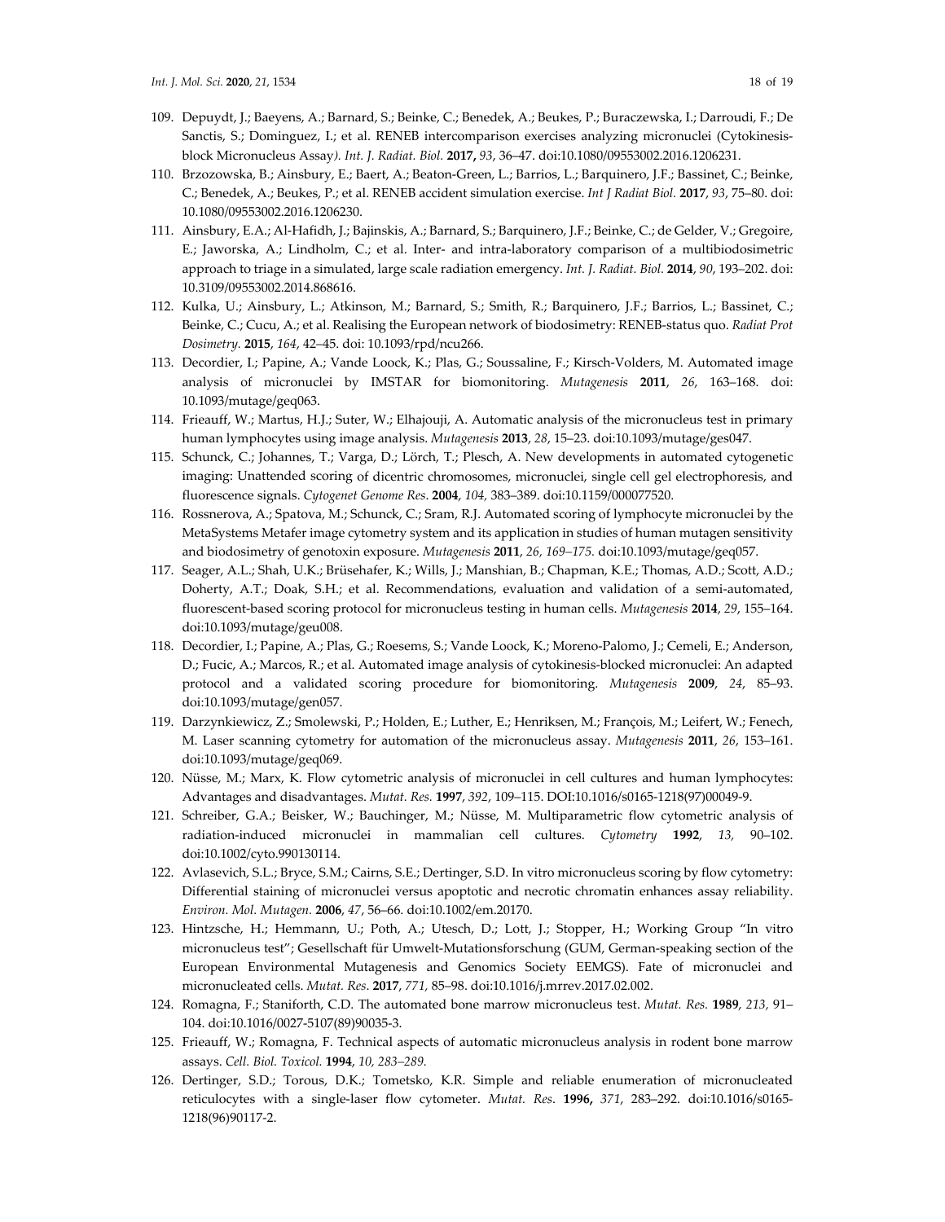109. Depuydt, J.; Baeyens, A.; Barnard, S.; Beinke, C.; Benedek, A.; Beukes, P.; Buraczewska, I.; Darroudi, F.; De Sanctis, S.; Dominguez, I.; et al. RENEB intercomparison exercises analyzing micronuclei (Cytokinesis-block Micronucleus Assay). *Int. J. Radiat. Biol.* **2017**, *93*, 36–47. doi:10.1080/09553002.2016.1206231.
110. Brzozowska, B.; Ainsbury, E.; Baert, A.; Beaton-Green, L.; Barrios, L.; Barquinero, J.F.; Bassinet, C.; Beinke, C.; Benedek, A.; Beukes, P.; et al. RENEB accident simulation exercise. *Int J Radiat Biol.* **2017**, *93*, 75–80. doi: 10.1080/09553002.2016.1206230.
111. Ainsbury, E.A.; Al-Hafidh, J.; Bajinskis, A.; Barnard, S.; Barquinero, J.F.; Beinke, C.; de Gelder, V.; Gregoire, E.; Jaworska, A.; Lindholm, C.; et al. Inter- and intra-laboratory comparison of a multibiodosimetric approach to triage in a simulated, large scale radiation emergency. *Int. J. Radiat. Biol.* **2014**, *90*, 193–202. doi: 10.3109/09553002.2014.868616.
112. Kulka, U.; Ainsbury, L.; Atkinson, M.; Barnard, S.; Smith, R.; Barquinero, J.F.; Barrios, L.; Bassinet, C.; Beinke, C.; Cucu, A.; et al. Realising the European network of biodosimetry: RENEB-status quo. *Radiat Prot Dosimetry.* **2015**, *164*, 42–45. doi: 10.1093/rpd/ncu266.
113. Decordier, I.; Papine, A.; Vande Loock, K.; Plas, G.; Soussaline, F.; Kirsch-Volders, M. Automated image analysis of micronuclei by IMSTAR for biomonitoring. *Mutagenesis* **2011**, *26*, 163–168. doi: 10.1093/mutage/geq063.
114. Frieauff, W.; Martus, H.J.; Suter, W.; Elhajouji, A. Automatic analysis of the micronucleus test in primary human lymphocytes using image analysis. *Mutagenesis* **2013**, *28*, 15–23. doi:10.1093/mutage/ges047.
115. Schunck, C.; Johannes, T.; Varga, D.; Lörch, T.; Plesch, A. New developments in automated cytogenetic imaging: Unattended scoring of dicentric chromosomes, micronuclei, single cell gel electrophoresis, and fluorescence signals. *Cytogenet Genome Res.* **2004**, *104,* 383–389. doi:10.1159/000077520.
116. Rossnerova, A.; Spatova, M.; Schunck, C.; Sram, R.J. Automated scoring of lymphocyte micronuclei by the MetaSystems Metafer image cytometry system and its application in studies of human mutagen sensitivity and biodosimetry of genotoxin exposure. *Mutagenesis* **2011**, *26, 169–175.* doi:10.1093/mutage/geq057.
117. Seager, A.L.; Shah, U.K.; Brüsehafer, K.; Wills, J.; Manshian, B.; Chapman, K.E.; Thomas, A.D.; Scott, A.D.; Doherty, A.T.; Doak, S.H.; et al. Recommendations, evaluation and validation of a semi-automated, fluorescent-based scoring protocol for micronucleus testing in human cells. *Mutagenesis* **2014**, *29*, 155–164. doi:10.1093/mutage/geu008.
118. Decordier, I.; Papine, A.; Plas, G.; Roesems, S.; Vande Loock, K.; Moreno-Palomo, J.; Cemeli, E.; Anderson, D.; Fucic, A.; Marcos, R.; et al. Automated image analysis of cytokinesis-blocked micronuclei: An adapted protocol and a validated scoring procedure for biomonitoring. *Mutagenesis* **2009**, *24*, 85–93. doi:10.1093/mutage/gen057.
119. Darzynkiewicz, Z.; Smolewski, P.; Holden, E.; Luther, E.; Henriksen, M.; François, M.; Leifert, W.; Fenech, M. Laser scanning cytometry for automation of the micronucleus assay. *Mutagenesis* **2011**, *26*, 153–161. doi:10.1093/mutage/geq069.
120. Nüsse, M.; Marx, K. Flow cytometric analysis of micronuclei in cell cultures and human lymphocytes: Advantages and disadvantages. *Mutat. Res.* **1997**, *392*, 109–115. DOI:10.1016/s0165-1218(97)00049-9.
121. Schreiber, G.A.; Beisker, W.; Bauchinger, M.; Nüsse, M. Multiparametric flow cytometric analysis of radiation-induced micronuclei in mammalian cell cultures. *Cytometry* **1992**, *13,* 90–102. doi:10.1002/cyto.990130114.
122. Avlasevich, S.L.; Bryce, S.M.; Cairns, S.E.; Dertinger, S.D. In vitro micronucleus scoring by flow cytometry: Differential staining of micronuclei versus apoptotic and necrotic chromatin enhances assay reliability. *Environ. Mol. Mutagen.* **2006**, *47*, 56–66. doi:10.1002/em.20170.
123. Hintzsche, H.; Hemmann, U.; Poth, A.; Utesch, D.; Lott, J.; Stopper, H.; Working Group "In vitro micronucleus test"; Gesellschaft für Umwelt-Mutationsforschung (GUM, German-speaking section of the European Environmental Mutagenesis and Genomics Society EEMGS). Fate of micronuclei and micronucleated cells. *Mutat. Res*. **2017**, *771,* 85–98. doi:10.1016/j.mrrev.2017.02.002.
124. Romagna, F.; Staniforth, C.D. The automated bone marrow micronucleus test. *Mutat. Res.* **1989**, *213,* 91–104. doi:10.1016/0027-5107(89)90035-3.
125. Frieauff, W.; Romagna, F. Technical aspects of automatic micronucleus analysis in rodent bone marrow assays. *Cell. Biol. Toxicol.* **1994**, *10, 283–289.*
126. Dertinger, S.D.; Torous, D.K.; Tometsko, K.R. Simple and reliable enumeration of micronucleated reticulocytes with a single-laser flow cytometer. *Mutat. Res*. **1996,** *371*, 283–292. doi:10.1016/s0165-1218(96)90117-2.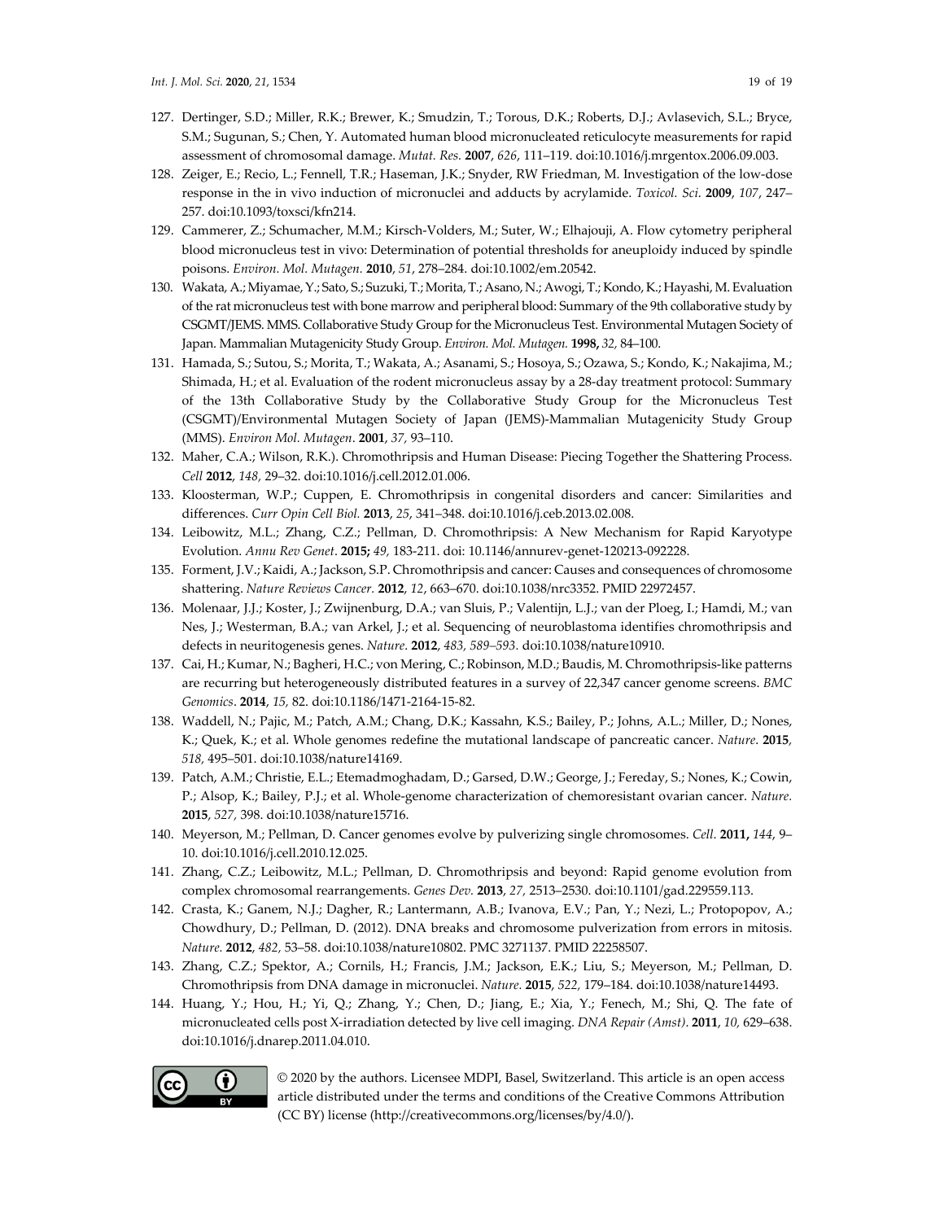127. Dertinger, S.D.; Miller, R.K.; Brewer, K.; Smudzin, T.; Torous, D.K.; Roberts, D.J.; Avlasevich, S.L.; Bryce, S.M.; Sugunan, S.; Chen, Y. Automated human blood micronucleated reticulocyte measurements for rapid assessment of chromosomal damage. *Mutat. Res.* **2007**, *626*, 111–119. doi:10.1016/j.mrgentox.2006.09.003.
128. Zeiger, E.; Recio, L.; Fennell, T.R.; Haseman, J.K.; Snyder, RW Friedman, M. Investigation of the low-dose response in the in vivo induction of micronuclei and adducts by acrylamide. *Toxicol. Sci*. **2009**, *107*, 247–257. doi:10.1093/toxsci/kfn214.
129. Cammerer, Z.; Schumacher, M.M.; Kirsch-Volders, M.; Suter, W.; Elhajouji, A. Flow cytometry peripheral blood micronucleus test in vivo: Determination of potential thresholds for aneuploidy induced by spindle poisons. *Environ. Mol. Mutagen.* **2010**, *51*, 278–284. doi:10.1002/em.20542.
130. Wakata, A.; Miyamae, Y.; Sato, S.; Suzuki, T.; Morita, T.; Asano, N.; Awogi, T.; Kondo, K.; Hayashi, M. Evaluation of the rat micronucleus test with bone marrow and peripheral blood: Summary of the 9th collaborative study by CSGMT/JEMS. MMS. Collaborative Study Group for the Micronucleus Test. Environmental Mutagen Society of Japan. Mammalian Mutagenicity Study Group. *Environ. Mol. Mutagen.* **1998,** *32,* 84–100.
131. Hamada, S.; Sutou, S.; Morita, T.; Wakata, A.; Asanami, S.; Hosoya, S.; Ozawa, S.; Kondo, K.; Nakajima, M.; Shimada, H.; et al. Evaluation of the rodent micronucleus assay by a 28-day treatment protocol: Summary of the 13th Collaborative Study by the Collaborative Study Group for the Micronucleus Test (CSGMT)/Environmental Mutagen Society of Japan (JEMS)-Mammalian Mutagenicity Study Group (MMS). *Environ Mol. Mutagen*. **2001**, *37,* 93–110.
132. Maher, C.A.; Wilson, R.K.). Chromothripsis and Human Disease: Piecing Together the Shattering Process. *Cell* **2012**, *148,* 29–32. doi:10.1016/j.cell.2012.01.006.
133. Kloosterman, W.P.; Cuppen, E. Chromothripsis in congenital disorders and cancer: Similarities and differences. *Curr Opin Cell Biol.* **2013**, *25*, 341–348. doi:10.1016/j.ceb.2013.02.008.
134. Leibowitz, M.L.; Zhang, C.Z.; Pellman, D. Chromothripsis: A New Mechanism for Rapid Karyotype Evolution. *Annu Rev Genet*. **2015;** *49,* 183-211. doi: 10.1146/annurev-genet-120213-092228.
135. Forment, J.V.; Kaidi, A.; Jackson, S.P. Chromothripsis and cancer: Causes and consequences of chromosome shattering. *Nature Reviews Cancer.* **2012**, *12*, 663–670. doi:10.1038/nrc3352. PMID 22972457.
136. Molenaar, J.J.; Koster, J.; Zwijnenburg, D.A.; van Sluis, P.; Valentijn, L.J.; van der Ploeg, I.; Hamdi, M.; van Nes, J.; Westerman, B.A.; van Arkel, J.; et al. Sequencing of neuroblastoma identifies chromothripsis and defects in neuritogenesis genes. *Nature*. **2012**, *483, 589–593.* doi:10.1038/nature10910.
137. Cai, H.; Kumar, N.; Bagheri, H.C.; von Mering, C.; Robinson, M.D.; Baudis, M. Chromothripsis-like patterns are recurring but heterogeneously distributed features in a survey of 22,347 cancer genome screens. *BMC Genomics*. **2014**, *15,* 82. doi:10.1186/1471-2164-15-82.
138. Waddell, N.; Pajic, M.; Patch, A.M.; Chang, D.K.; Kassahn, K.S.; Bailey, P.; Johns, A.L.; Miller, D.; Nones, K.; Quek, K.; et al. Whole genomes redefine the mutational landscape of pancreatic cancer. *Nature*. **2015***, 518,* 495–501. doi:10.1038/nature14169.
139. Patch, A.M.; Christie, E.L.; Etemadmoghadam, D.; Garsed, D.W.; George, J.; Fereday, S.; Nones, K.; Cowin, P.; Alsop, K.; Bailey, P.J.; et al. Whole-genome characterization of chemoresistant ovarian cancer. *Nature.* **2015**, *527,* 398. doi:10.1038/nature15716.
140. Meyerson, M.; Pellman, D. Cancer genomes evolve by pulverizing single chromosomes. *Cell*. **2011,** *144*, 9–10. doi:10.1016/j.cell.2010.12.025.
141. Zhang, C.Z.; Leibowitz, M.L.; Pellman, D. Chromothripsis and beyond: Rapid genome evolution from complex chromosomal rearrangements. *Genes Dev.* **2013**, *27,* 2513–2530. doi:10.1101/gad.229559.113.
142. Crasta, K.; Ganem, N.J.; Dagher, R.; Lantermann, A.B.; Ivanova, E.V.; Pan, Y.; Nezi, L.; Protopopov, A.; Chowdhury, D.; Pellman, D. (2012). DNA breaks and chromosome pulverization from errors in mitosis. *Nature.* **2012**, *482,* 53–58. doi:10.1038/nature10802. PMC 3271137. PMID 22258507.
143. Zhang, C.Z.; Spektor, A.; Cornils, H.; Francis, J.M.; Jackson, E.K.; Liu, S.; Meyerson, M.; Pellman, D. Chromothripsis from DNA damage in micronuclei. *Nature.* **2015**, *522,* 179–184. doi:10.1038/nature14493.
144. Huang, Y.; Hou, H.; Yi, Q.; Zhang, Y.; Chen, D.; Jiang, E.; Xia, Y.; Fenech, M.; Shi, Q. The fate of micronucleated cells post X-irradiation detected by live cell imaging. *DNA Repair (Amst)*. **2011**, *10,* 629–638. doi:10.1016/j.dnarep.2011.04.010.

© 2020 by the authors. Licensee MDPI, Basel, Switzerland. This article is an open access article distributed under the terms and conditions of the Creative Commons Attribution (CC BY) license (http://creativecommons.org/licenses/by/4.0/).